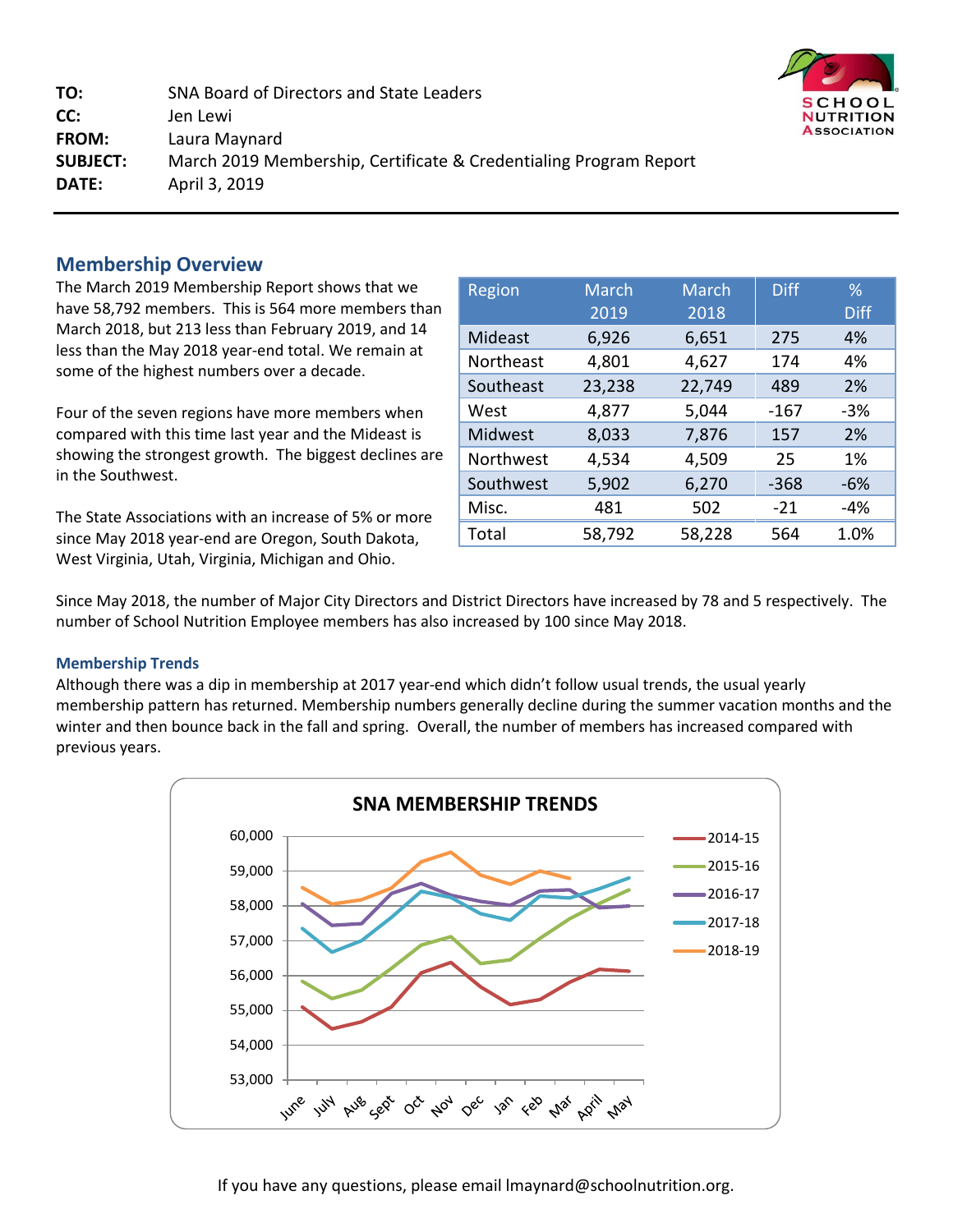| | |
|---|---|
| **TO:** | SNA Board of Directors and State Leaders |
| **CC:** | Jen Lewi |
| **FROM:** | Laura Maynard |
| **SUBJECT:** | March 2019 Membership, Certificate & Credentialing Program Report |
| **DATE:** | April 3, 2019 |

## Membership Overview

The March 2019 Membership Report shows that we have 58,792 members. This is 564 more members than March 2018, but 213 less than February 2019, and 14 less than the May 2018 year-end total. We remain at some of the highest numbers over a decade.

Four of the seven regions have more members when compared with this time last year and the Mideast is showing the strongest growth. The biggest declines are in the Southwest.

The State Associations with an increase of 5% or more since May 2018 year-end are Oregon, South Dakota, West Virginia, Utah, Virginia, Michigan and Ohio.

| Region | March 2019 | March 2018 | Diff | % Diff |
|---|---|---|---|---|
| Mideast | 6,926 | 6,651 | 275 | 4% |
| Northeast | 4,801 | 4,627 | 174 | 4% |
| Southeast | 23,238 | 22,749 | 489 | 2% |
| West | 4,877 | 5,044 | -167 | -3% |
| Midwest | 8,033 | 7,876 | 157 | 2% |
| Northwest | 4,534 | 4,509 | 25 | 1% |
| Southwest | 5,902 | 6,270 | -368 | -6% |
| Misc. | 481 | 502 | -21 | -4% |
| Total | 58,792 | 58,228 | 564 | 1.0% |

Since May 2018, the number of Major City Directors and District Directors have increased by 78 and 5 respectively. The number of School Nutrition Employee members has also increased by 100 since May 2018.

### Membership Trends

Although there was a dip in membership at 2017 year-end which didn't follow usual trends, the usual yearly membership pattern has returned. Membership numbers generally decline during the summer vacation months and the winter and then bounce back in the fall and spring. Overall, the number of members has increased compared with previous years.

**SNA MEMBERSHIP TRENDS**

(Line chart: membership from June to May, y-axis 53,000–60,000, series 2014-15, 2015-16, 2016-17, 2017-18, 2018-19)

If you have any questions, please email lmaynard@schoolnutrition.org.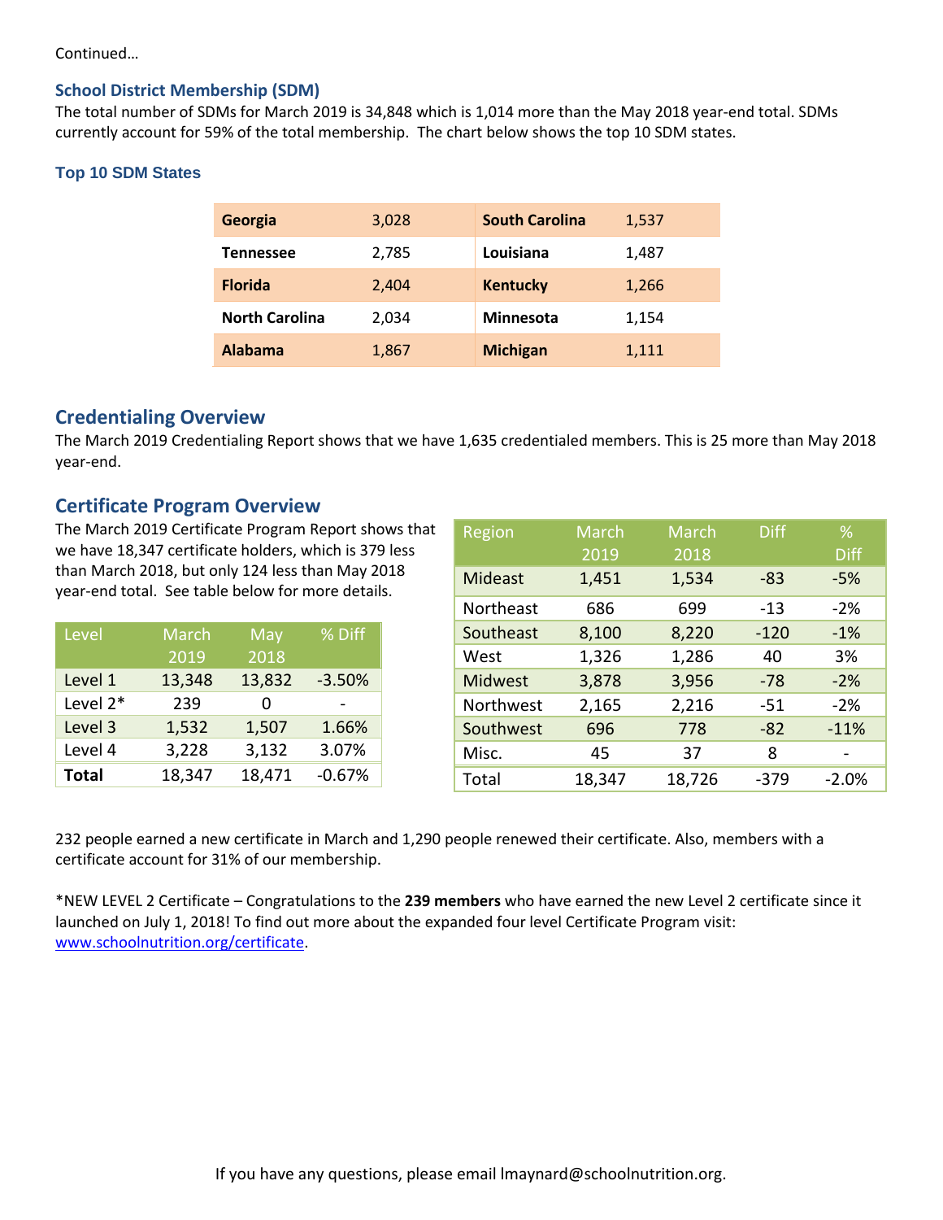Continued…

### School District Membership (SDM)

The total number of SDMs for March 2019 is 34,848 which is 1,014 more than the May 2018 year-end total. SDMs currently account for 59% of the total membership. The chart below shows the top 10 SDM states.

### Top 10 SDM States

| | | | |
|---|---|---|---|
| **Georgia** | 3,028 | **South Carolina** | 1,537 |
| **Tennessee** | 2,785 | **Louisiana** | 1,487 |
| **Florida** | 2,404 | **Kentucky** | 1,266 |
| **North Carolina** | 2,034 | **Minnesota** | 1,154 |
| **Alabama** | 1,867 | **Michigan** | 1,111 |

## Credentialing Overview

The March 2019 Credentialing Report shows that we have 1,635 credentialed members. This is 25 more than May 2018 year-end.

## Certificate Program Overview

The March 2019 Certificate Program Report shows that we have 18,347 certificate holders, which is 379 less than March 2018, but only 124 less than May 2018 year-end total. See table below for more details.

| Level | March 2019 | May 2018 | % Diff |
|---|---|---|---|
| Level 1 | 13,348 | 13,832 | -3.50% |
| Level 2* | 239 | 0 | - |
| Level 3 | 1,532 | 1,507 | 1.66% |
| Level 4 | 3,228 | 3,132 | 3.07% |
| **Total** | 18,347 | 18,471 | -0.67% |

| Region | March 2019 | March 2018 | Diff | % Diff |
|---|---|---|---|---|
| Mideast | 1,451 | 1,534 | -83 | -5% |
| Northeast | 686 | 699 | -13 | -2% |
| Southeast | 8,100 | 8,220 | -120 | -1% |
| West | 1,326 | 1,286 | 40 | 3% |
| Midwest | 3,878 | 3,956 | -78 | -2% |
| Northwest | 2,165 | 2,216 | -51 | -2% |
| Southwest | 696 | 778 | -82 | -11% |
| Misc. | 45 | 37 | 8 | - |
| Total | 18,347 | 18,726 | -379 | -2.0% |

232 people earned a new certificate in March and 1,290 people renewed their certificate. Also, members with a certificate account for 31% of our membership.

*NEW LEVEL 2 Certificate – Congratulations to the **239 members** who have earned the new Level 2 certificate since it launched on July 1, 2018! To find out more about the expanded four level Certificate Program visit: www.schoolnutrition.org/certificate.

If you have any questions, please email lmaynard@schoolnutrition.org.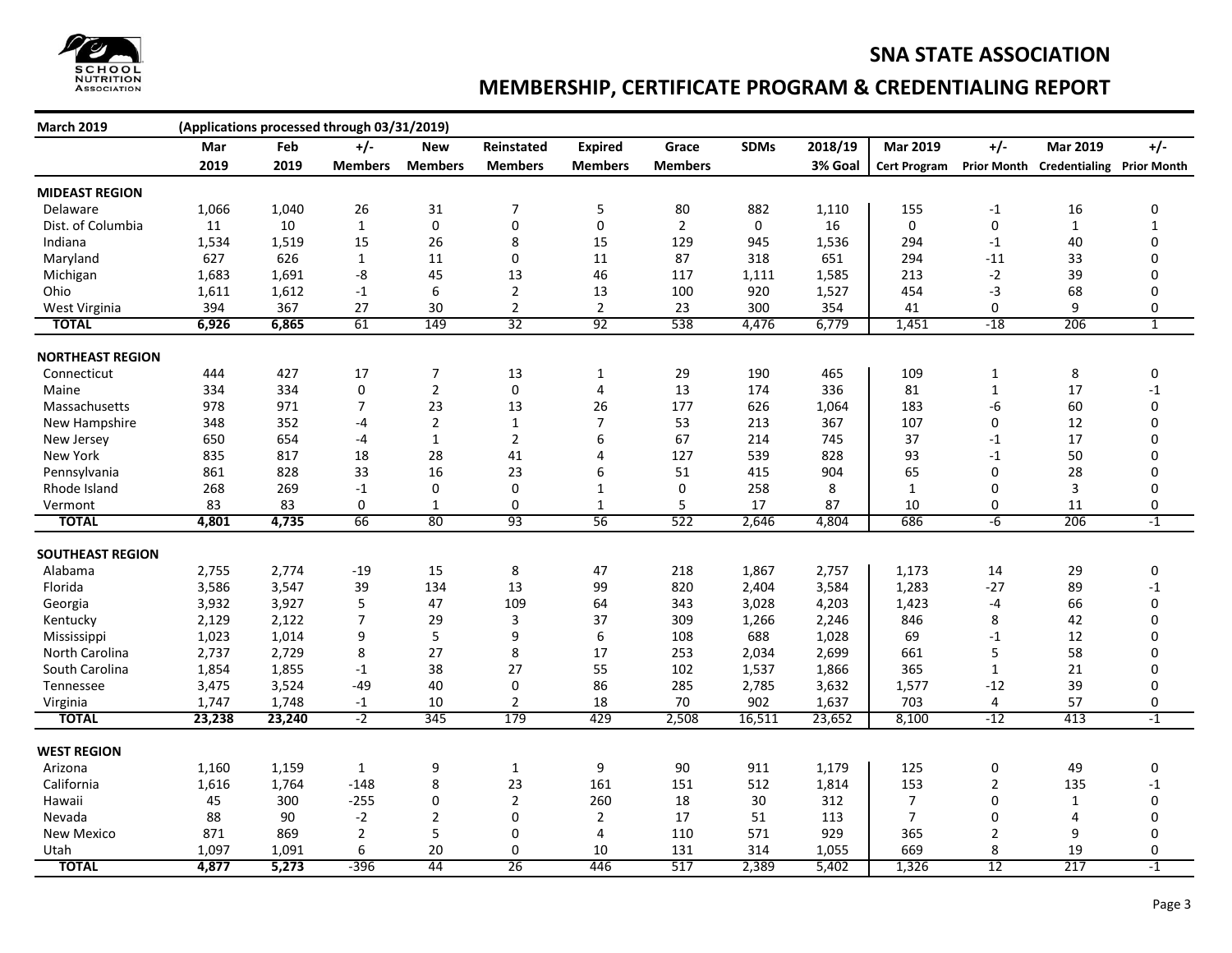# SNA STATE ASSOCIATION

## MEMBERSHIP, CERTIFICATE PROGRAM & CREDENTIALING REPORT

**March 2019** (Applications processed through 03/31/2019)

| | Mar 2019 | Feb 2019 | +/- Members | New Members | Reinstated Members | Expired Members | Grace Members | SDMs | 2018/19 3% Goal | Mar 2019 Cert Program | +/- Prior Month | Mar 2019 Credentialing | +/- Prior Month |
|---|---|---|---|---|---|---|---|---|---|---|---|---|---|
| **MIDEAST REGION** | | | | | | | | | | | | | |
| Delaware | 1,066 | 1,040 | 26 | 31 | 7 | 5 | 80 | 882 | 1,110 | 155 | -1 | 16 | 0 |
| Dist. of Columbia | 11 | 10 | 1 | 0 | 0 | 0 | 2 | 0 | 16 | 0 | 0 | 1 | 1 |
| Indiana | 1,534 | 1,519 | 15 | 26 | 8 | 15 | 129 | 945 | 1,536 | 294 | -1 | 40 | 0 |
| Maryland | 627 | 626 | 1 | 11 | 0 | 11 | 87 | 318 | 651 | 294 | -11 | 33 | 0 |
| Michigan | 1,683 | 1,691 | -8 | 45 | 13 | 46 | 117 | 1,111 | 1,585 | 213 | -2 | 39 | 0 |
| Ohio | 1,611 | 1,612 | -1 | 6 | 2 | 13 | 100 | 920 | 1,527 | 454 | -3 | 68 | 0 |
| West Virginia | 394 | 367 | 27 | 30 | 2 | 2 | 23 | 300 | 354 | 41 | 0 | 9 | 0 |
| **TOTAL** | **6,926** | **6,865** | 61 | 149 | 32 | 92 | 538 | 4,476 | 6,779 | 1,451 | -18 | 206 | 1 |
| **NORTHEAST REGION** | | | | | | | | | | | | | |
| Connecticut | 444 | 427 | 17 | 7 | 13 | 1 | 29 | 190 | 465 | 109 | 1 | 8 | 0 |
| Maine | 334 | 334 | 0 | 2 | 0 | 4 | 13 | 174 | 336 | 81 | 1 | 17 | -1 |
| Massachusetts | 978 | 971 | 7 | 23 | 13 | 26 | 177 | 626 | 1,064 | 183 | -6 | 60 | 0 |
| New Hampshire | 348 | 352 | -4 | 2 | 1 | 7 | 53 | 213 | 367 | 107 | 0 | 12 | 0 |
| New Jersey | 650 | 654 | -4 | 1 | 2 | 6 | 67 | 214 | 745 | 37 | -1 | 17 | 0 |
| New York | 835 | 817 | 18 | 28 | 41 | 4 | 127 | 539 | 828 | 93 | -1 | 50 | 0 |
| Pennsylvania | 861 | 828 | 33 | 16 | 23 | 6 | 51 | 415 | 904 | 65 | 0 | 28 | 0 |
| Rhode Island | 268 | 269 | -1 | 0 | 0 | 1 | 0 | 258 | 8 | 1 | 0 | 3 | 0 |
| Vermont | 83 | 83 | 0 | 1 | 0 | 1 | 5 | 17 | 87 | 10 | 0 | 11 | 0 |
| **TOTAL** | **4,801** | **4,735** | 66 | 80 | 93 | 56 | 522 | 2,646 | 4,804 | 686 | -6 | 206 | -1 |
| **SOUTHEAST REGION** | | | | | | | | | | | | | |
| Alabama | 2,755 | 2,774 | -19 | 15 | 8 | 47 | 218 | 1,867 | 2,757 | 1,173 | 14 | 29 | 0 |
| Florida | 3,586 | 3,547 | 39 | 134 | 13 | 99 | 820 | 2,404 | 3,584 | 1,283 | -27 | 89 | -1 |
| Georgia | 3,932 | 3,927 | 5 | 47 | 109 | 64 | 343 | 3,028 | 4,203 | 1,423 | -4 | 66 | 0 |
| Kentucky | 2,129 | 2,122 | 7 | 29 | 3 | 37 | 309 | 1,266 | 2,246 | 846 | 8 | 42 | 0 |
| Mississippi | 1,023 | 1,014 | 9 | 5 | 9 | 6 | 108 | 688 | 1,028 | 69 | -1 | 12 | 0 |
| North Carolina | 2,737 | 2,729 | 8 | 27 | 8 | 17 | 253 | 2,034 | 2,699 | 661 | 5 | 58 | 0 |
| South Carolina | 1,854 | 1,855 | -1 | 38 | 27 | 55 | 102 | 1,537 | 1,866 | 365 | 1 | 21 | 0 |
| Tennessee | 3,475 | 3,524 | -49 | 40 | 0 | 86 | 285 | 2,785 | 3,632 | 1,577 | -12 | 39 | 0 |
| Virginia | 1,747 | 1,748 | -1 | 10 | 2 | 18 | 70 | 902 | 1,637 | 703 | 4 | 57 | 0 |
| **TOTAL** | **23,238** | **23,240** | -2 | 345 | 179 | 429 | 2,508 | 16,511 | 23,652 | 8,100 | -12 | 413 | -1 |
| **WEST REGION** | | | | | | | | | | | | | |
| Arizona | 1,160 | 1,159 | 1 | 9 | 1 | 9 | 90 | 911 | 1,179 | 125 | 0 | 49 | 0 |
| California | 1,616 | 1,764 | -148 | 8 | 23 | 161 | 151 | 512 | 1,814 | 153 | 2 | 135 | -1 |
| Hawaii | 45 | 300 | -255 | 0 | 2 | 260 | 18 | 30 | 312 | 7 | 0 | 1 | 0 |
| Nevada | 88 | 90 | -2 | 2 | 0 | 2 | 17 | 51 | 113 | 7 | 0 | 4 | 0 |
| New Mexico | 871 | 869 | 2 | 5 | 0 | 4 | 110 | 571 | 929 | 365 | 2 | 9 | 0 |
| Utah | 1,097 | 1,091 | 6 | 20 | 0 | 10 | 131 | 314 | 1,055 | 669 | 8 | 19 | 0 |
| **TOTAL** | **4,877** | **5,273** | -396 | 44 | 26 | 446 | 517 | 2,389 | 5,402 | 1,326 | 12 | 217 | -1 |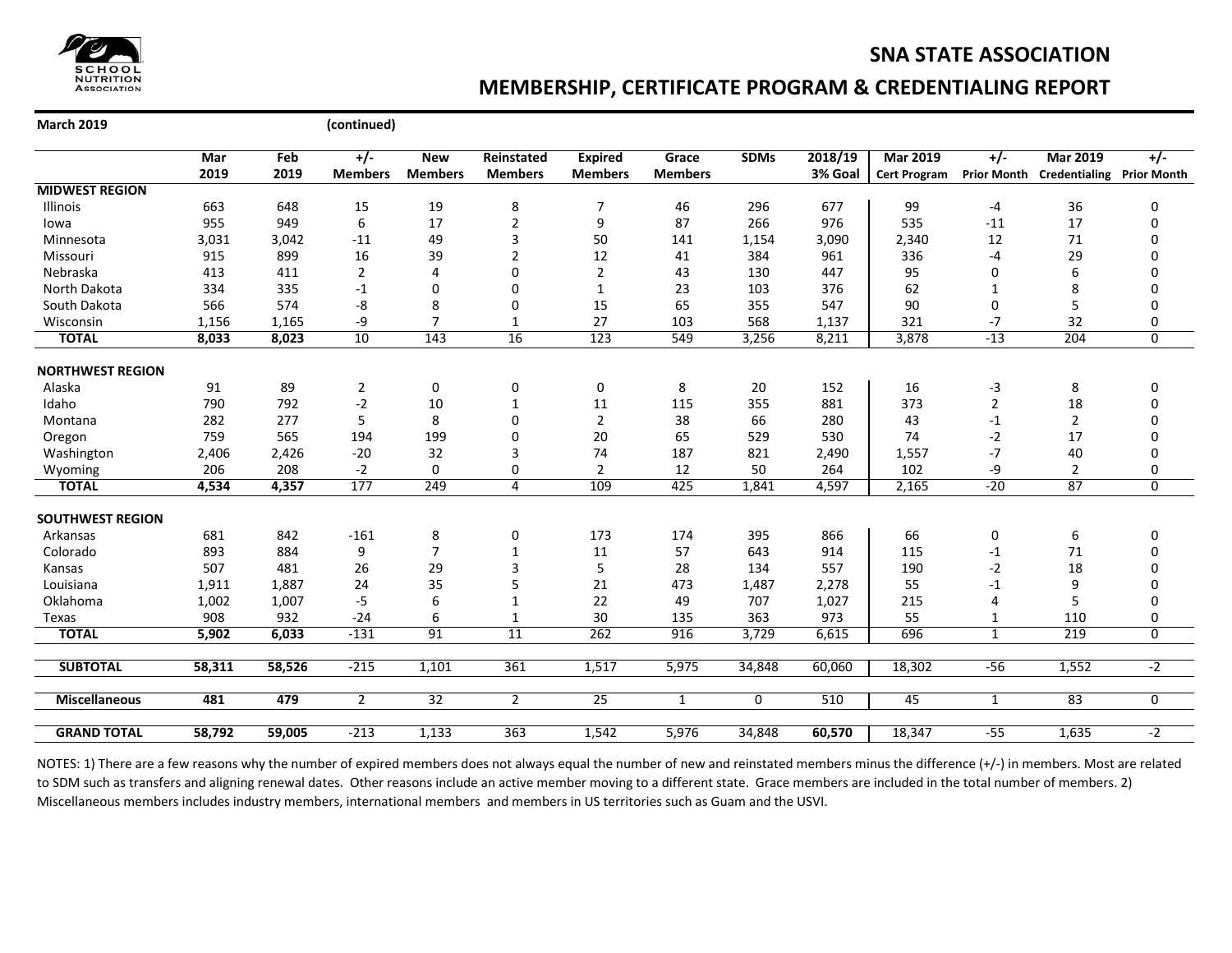# SNA STATE ASSOCIATION

## MEMBERSHIP, CERTIFICATE PROGRAM & CREDENTIALING REPORT

**March 2019** **(continued)**

| | Mar 2019 | Feb 2019 | +/- Members | New Members | Reinstated Members | Expired Members | Grace Members | SDMs | 2018/19 3% Goal | Mar 2019 Cert Program | +/- Prior Month | Mar 2019 Credentialing | +/- Prior Month |
|---|---|---|---|---|---|---|---|---|---|---|---|---|---|
| **MIDWEST REGION** | | | | | | | | | | | | | |
| Illinois | 663 | 648 | 15 | 19 | 8 | 7 | 46 | 296 | 677 | 99 | -4 | 36 | 0 |
| Iowa | 955 | 949 | 6 | 17 | 2 | 9 | 87 | 266 | 976 | 535 | -11 | 17 | 0 |
| Minnesota | 3,031 | 3,042 | -11 | 49 | 3 | 50 | 141 | 1,154 | 3,090 | 2,340 | 12 | 71 | 0 |
| Missouri | 915 | 899 | 16 | 39 | 2 | 12 | 41 | 384 | 961 | 336 | -4 | 29 | 0 |
| Nebraska | 413 | 411 | 2 | 4 | 0 | 2 | 43 | 130 | 447 | 95 | 0 | 6 | 0 |
| North Dakota | 334 | 335 | -1 | 0 | 0 | 1 | 23 | 103 | 376 | 62 | 1 | 8 | 0 |
| South Dakota | 566 | 574 | -8 | 8 | 0 | 15 | 65 | 355 | 547 | 90 | 0 | 5 | 0 |
| Wisconsin | 1,156 | 1,165 | -9 | 7 | 1 | 27 | 103 | 568 | 1,137 | 321 | -7 | 32 | 0 |
| **TOTAL** | **8,033** | **8,023** | 10 | 143 | 16 | 123 | 549 | 3,256 | 8,211 | 3,878 | -13 | 204 | 0 |
| **NORTHWEST REGION** | | | | | | | | | | | | | |
| Alaska | 91 | 89 | 2 | 0 | 0 | 0 | 8 | 20 | 152 | 16 | -3 | 8 | 0 |
| Idaho | 790 | 792 | -2 | 10 | 1 | 11 | 115 | 355 | 881 | 373 | 2 | 18 | 0 |
| Montana | 282 | 277 | 5 | 8 | 0 | 2 | 38 | 66 | 280 | 43 | -1 | 2 | 0 |
| Oregon | 759 | 565 | 194 | 199 | 0 | 20 | 65 | 529 | 530 | 74 | -2 | 17 | 0 |
| Washington | 2,406 | 2,426 | -20 | 32 | 3 | 74 | 187 | 821 | 2,490 | 1,557 | -7 | 40 | 0 |
| Wyoming | 206 | 208 | -2 | 0 | 0 | 2 | 12 | 50 | 264 | 102 | -9 | 2 | 0 |
| **TOTAL** | **4,534** | **4,357** | 177 | 249 | 4 | 109 | 425 | 1,841 | 4,597 | 2,165 | -20 | 87 | 0 |
| **SOUTHWEST REGION** | | | | | | | | | | | | | |
| Arkansas | 681 | 842 | -161 | 8 | 0 | 173 | 174 | 395 | 866 | 66 | 0 | 6 | 0 |
| Colorado | 893 | 884 | 9 | 7 | 1 | 11 | 57 | 643 | 914 | 115 | -1 | 71 | 0 |
| Kansas | 507 | 481 | 26 | 29 | 3 | 5 | 28 | 134 | 557 | 190 | -2 | 18 | 0 |
| Louisiana | 1,911 | 1,887 | 24 | 35 | 5 | 21 | 473 | 1,487 | 2,278 | 55 | -1 | 9 | 0 |
| Oklahoma | 1,002 | 1,007 | -5 | 6 | 1 | 22 | 49 | 707 | 1,027 | 215 | 4 | 5 | 0 |
| Texas | 908 | 932 | -24 | 6 | 1 | 30 | 135 | 363 | 973 | 55 | 1 | 110 | 0 |
| **TOTAL** | **5,902** | **6,033** | -131 | 91 | 11 | 262 | 916 | 3,729 | 6,615 | 696 | 1 | 219 | 0 |
| **SUBTOTAL** | **58,311** | **58,526** | -215 | 1,101 | 361 | 1,517 | 5,975 | 34,848 | 60,060 | 18,302 | -56 | 1,552 | -2 |
| **Miscellaneous** | **481** | **479** | 2 | 32 | 2 | 25 | 1 | 0 | 510 | 45 | 1 | 83 | 0 |
| **GRAND TOTAL** | **58,792** | **59,005** | -213 | 1,133 | 363 | 1,542 | 5,976 | 34,848 | **60,570** | 18,347 | -55 | 1,635 | -2 |

NOTES: 1) There are a few reasons why the number of expired members does not always equal the number of new and reinstated members minus the difference (+/-) in members. Most are related to SDM such as transfers and aligning renewal dates. Other reasons include an active member moving to a different state. Grace members are included in the total number of members. 2) Miscellaneous members includes industry members, international members and members in US territories such as Guam and the USVI.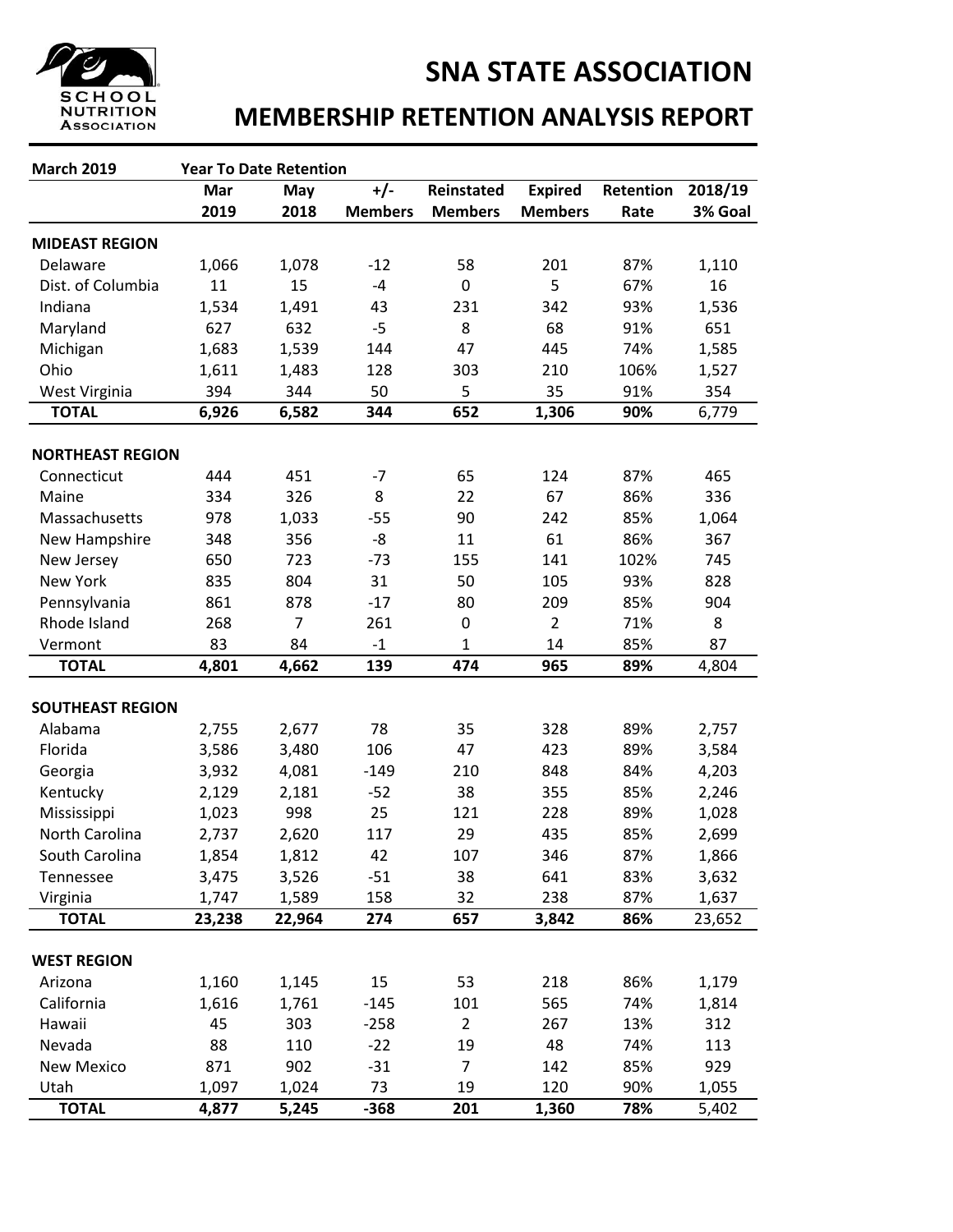# SNA STATE ASSOCIATION

## MEMBERSHIP RETENTION ANALYSIS REPORT

| March 2019 | Year To Date Retention | | | | | | |
|---|---|---|---|---|---|---|---|
| | Mar 2019 | May 2018 | +/- Members | Reinstated Members | Expired Members | Retention Rate | 2018/19 3% Goal |
| **MIDEAST REGION** | | | | | | | |
| Delaware | 1,066 | 1,078 | -12 | 58 | 201 | 87% | 1,110 |
| Dist. of Columbia | 11 | 15 | -4 | 0 | 5 | 67% | 16 |
| Indiana | 1,534 | 1,491 | 43 | 231 | 342 | 93% | 1,536 |
| Maryland | 627 | 632 | -5 | 8 | 68 | 91% | 651 |
| Michigan | 1,683 | 1,539 | 144 | 47 | 445 | 74% | 1,585 |
| Ohio | 1,611 | 1,483 | 128 | 303 | 210 | 106% | 1,527 |
| West Virginia | 394 | 344 | 50 | 5 | 35 | 91% | 354 |
| **TOTAL** | **6,926** | **6,582** | **344** | **652** | **1,306** | **90%** | 6,779 |
| **NORTHEAST REGION** | | | | | | | |
| Connecticut | 444 | 451 | -7 | 65 | 124 | 87% | 465 |
| Maine | 334 | 326 | 8 | 22 | 67 | 86% | 336 |
| Massachusetts | 978 | 1,033 | -55 | 90 | 242 | 85% | 1,064 |
| New Hampshire | 348 | 356 | -8 | 11 | 61 | 86% | 367 |
| New Jersey | 650 | 723 | -73 | 155 | 141 | 102% | 745 |
| New York | 835 | 804 | 31 | 50 | 105 | 93% | 828 |
| Pennsylvania | 861 | 878 | -17 | 80 | 209 | 85% | 904 |
| Rhode Island | 268 | 7 | 261 | 0 | 2 | 71% | 8 |
| Vermont | 83 | 84 | -1 | 1 | 14 | 85% | 87 |
| **TOTAL** | **4,801** | **4,662** | **139** | **474** | **965** | **89%** | 4,804 |
| **SOUTHEAST REGION** | | | | | | | |
| Alabama | 2,755 | 2,677 | 78 | 35 | 328 | 89% | 2,757 |
| Florida | 3,586 | 3,480 | 106 | 47 | 423 | 89% | 3,584 |
| Georgia | 3,932 | 4,081 | -149 | 210 | 848 | 84% | 4,203 |
| Kentucky | 2,129 | 2,181 | -52 | 38 | 355 | 85% | 2,246 |
| Mississippi | 1,023 | 998 | 25 | 121 | 228 | 89% | 1,028 |
| North Carolina | 2,737 | 2,620 | 117 | 29 | 435 | 85% | 2,699 |
| South Carolina | 1,854 | 1,812 | 42 | 107 | 346 | 87% | 1,866 |
| Tennessee | 3,475 | 3,526 | -51 | 38 | 641 | 83% | 3,632 |
| Virginia | 1,747 | 1,589 | 158 | 32 | 238 | 87% | 1,637 |
| **TOTAL** | **23,238** | **22,964** | **274** | **657** | **3,842** | **86%** | 23,652 |
| **WEST REGION** | | | | | | | |
| Arizona | 1,160 | 1,145 | 15 | 53 | 218 | 86% | 1,179 |
| California | 1,616 | 1,761 | -145 | 101 | 565 | 74% | 1,814 |
| Hawaii | 45 | 303 | -258 | 2 | 267 | 13% | 312 |
| Nevada | 88 | 110 | -22 | 19 | 48 | 74% | 113 |
| New Mexico | 871 | 902 | -31 | 7 | 142 | 85% | 929 |
| Utah | 1,097 | 1,024 | 73 | 19 | 120 | 90% | 1,055 |
| **TOTAL** | **4,877** | **5,245** | **-368** | **201** | **1,360** | **78%** | 5,402 |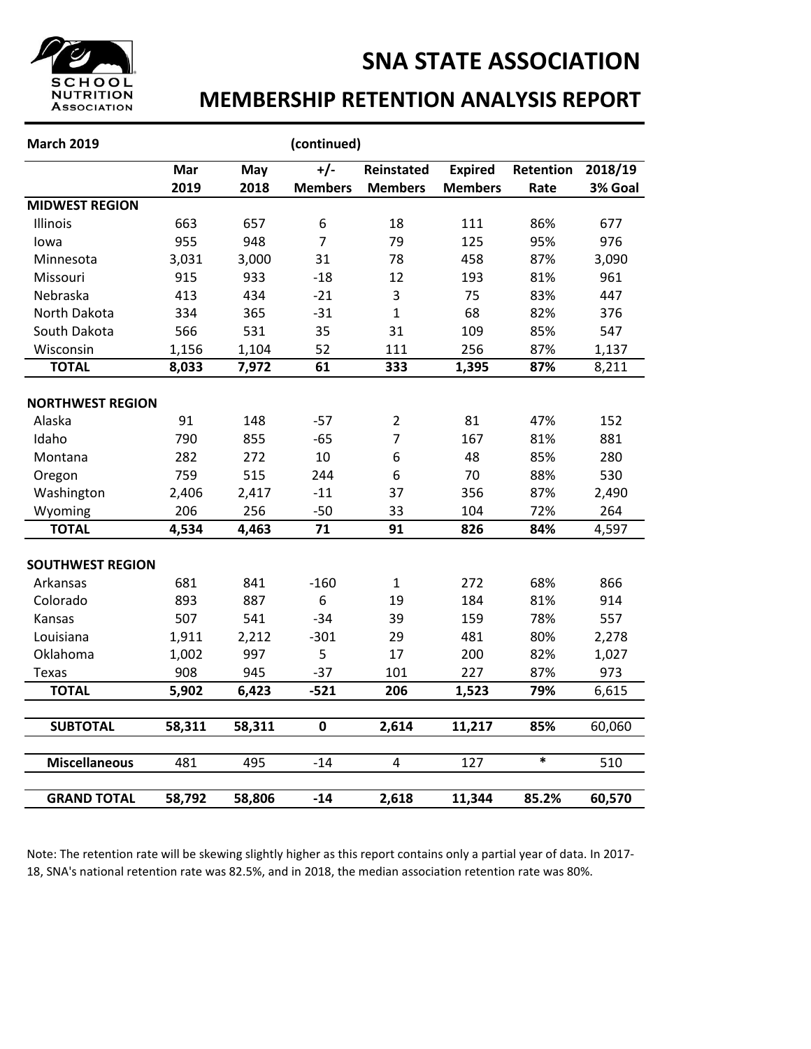# SNA STATE ASSOCIATION

## MEMBERSHIP RETENTION ANALYSIS REPORT

**March 2019** **(continued)**

| | Mar 2019 | May 2018 | +/- Members | Reinstated Members | Expired Members | Retention Rate | 2018/19 3% Goal |
|---|---|---|---|---|---|---|---|
| **MIDWEST REGION** | | | | | | | |
| Illinois | 663 | 657 | 6 | 18 | 111 | 86% | 677 |
| Iowa | 955 | 948 | 7 | 79 | 125 | 95% | 976 |
| Minnesota | 3,031 | 3,000 | 31 | 78 | 458 | 87% | 3,090 |
| Missouri | 915 | 933 | -18 | 12 | 193 | 81% | 961 |
| Nebraska | 413 | 434 | -21 | 3 | 75 | 83% | 447 |
| North Dakota | 334 | 365 | -31 | 1 | 68 | 82% | 376 |
| South Dakota | 566 | 531 | 35 | 31 | 109 | 85% | 547 |
| Wisconsin | 1,156 | 1,104 | 52 | 111 | 256 | 87% | 1,137 |
| **TOTAL** | **8,033** | **7,972** | **61** | **333** | **1,395** | **87%** | 8,211 |
| **NORTHWEST REGION** | | | | | | | |
| Alaska | 91 | 148 | -57 | 2 | 81 | 47% | 152 |
| Idaho | 790 | 855 | -65 | 7 | 167 | 81% | 881 |
| Montana | 282 | 272 | 10 | 6 | 48 | 85% | 280 |
| Oregon | 759 | 515 | 244 | 6 | 70 | 88% | 530 |
| Washington | 2,406 | 2,417 | -11 | 37 | 356 | 87% | 2,490 |
| Wyoming | 206 | 256 | -50 | 33 | 104 | 72% | 264 |
| **TOTAL** | **4,534** | **4,463** | **71** | **91** | **826** | **84%** | 4,597 |
| **SOUTHWEST REGION** | | | | | | | |
| Arkansas | 681 | 841 | -160 | 1 | 272 | 68% | 866 |
| Colorado | 893 | 887 | 6 | 19 | 184 | 81% | 914 |
| Kansas | 507 | 541 | -34 | 39 | 159 | 78% | 557 |
| Louisiana | 1,911 | 2,212 | -301 | 29 | 481 | 80% | 2,278 |
| Oklahoma | 1,002 | 997 | 5 | 17 | 200 | 82% | 1,027 |
| Texas | 908 | 945 | -37 | 101 | 227 | 87% | 973 |
| **TOTAL** | **5,902** | **6,423** | **-521** | **206** | **1,523** | **79%** | 6,615 |
| **SUBTOTAL** | **58,311** | **58,311** | **0** | **2,614** | **11,217** | **85%** | 60,060 |
| **Miscellaneous** | 481 | 495 | -14 | 4 | 127 | * | 510 |
| **GRAND TOTAL** | **58,792** | **58,806** | **-14** | **2,618** | **11,344** | **85.2%** | **60,570** |

Note: The retention rate will be skewing slightly higher as this report contains only a partial year of data. In 2017-18, SNA's national retention rate was 82.5%, and in 2018, the median association retention rate was 80%.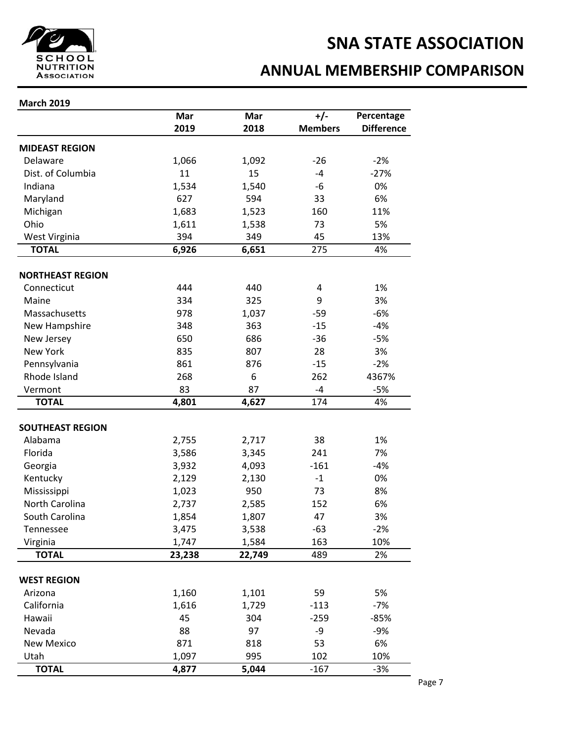# SNA STATE ASSOCIATION

## ANNUAL MEMBERSHIP COMPARISON

**March 2019**

| | Mar 2019 | Mar 2018 | +/- Members | Percentage Difference |
|---|---|---|---|---|
| **MIDEAST REGION** | | | | |
| Delaware | 1,066 | 1,092 | -26 | -2% |
| Dist. of Columbia | 11 | 15 | -4 | -27% |
| Indiana | 1,534 | 1,540 | -6 | 0% |
| Maryland | 627 | 594 | 33 | 6% |
| Michigan | 1,683 | 1,523 | 160 | 11% |
| Ohio | 1,611 | 1,538 | 73 | 5% |
| West Virginia | 394 | 349 | 45 | 13% |
| **TOTAL** | **6,926** | **6,651** | 275 | 4% |
| **NORTHEAST REGION** | | | | |
| Connecticut | 444 | 440 | 4 | 1% |
| Maine | 334 | 325 | 9 | 3% |
| Massachusetts | 978 | 1,037 | -59 | -6% |
| New Hampshire | 348 | 363 | -15 | -4% |
| New Jersey | 650 | 686 | -36 | -5% |
| New York | 835 | 807 | 28 | 3% |
| Pennsylvania | 861 | 876 | -15 | -2% |
| Rhode Island | 268 | 6 | 262 | 4367% |
| Vermont | 83 | 87 | -4 | -5% |
| **TOTAL** | **4,801** | **4,627** | 174 | 4% |
| **SOUTHEAST REGION** | | | | |
| Alabama | 2,755 | 2,717 | 38 | 1% |
| Florida | 3,586 | 3,345 | 241 | 7% |
| Georgia | 3,932 | 4,093 | -161 | -4% |
| Kentucky | 2,129 | 2,130 | -1 | 0% |
| Mississippi | 1,023 | 950 | 73 | 8% |
| North Carolina | 2,737 | 2,585 | 152 | 6% |
| South Carolina | 1,854 | 1,807 | 47 | 3% |
| Tennessee | 3,475 | 3,538 | -63 | -2% |
| Virginia | 1,747 | 1,584 | 163 | 10% |
| **TOTAL** | **23,238** | **22,749** | 489 | 2% |
| **WEST REGION** | | | | |
| Arizona | 1,160 | 1,101 | 59 | 5% |
| California | 1,616 | 1,729 | -113 | -7% |
| Hawaii | 45 | 304 | -259 | -85% |
| Nevada | 88 | 97 | -9 | -9% |
| New Mexico | 871 | 818 | 53 | 6% |
| Utah | 1,097 | 995 | 102 | 10% |
| **TOTAL** | **4,877** | **5,044** | -167 | -3% |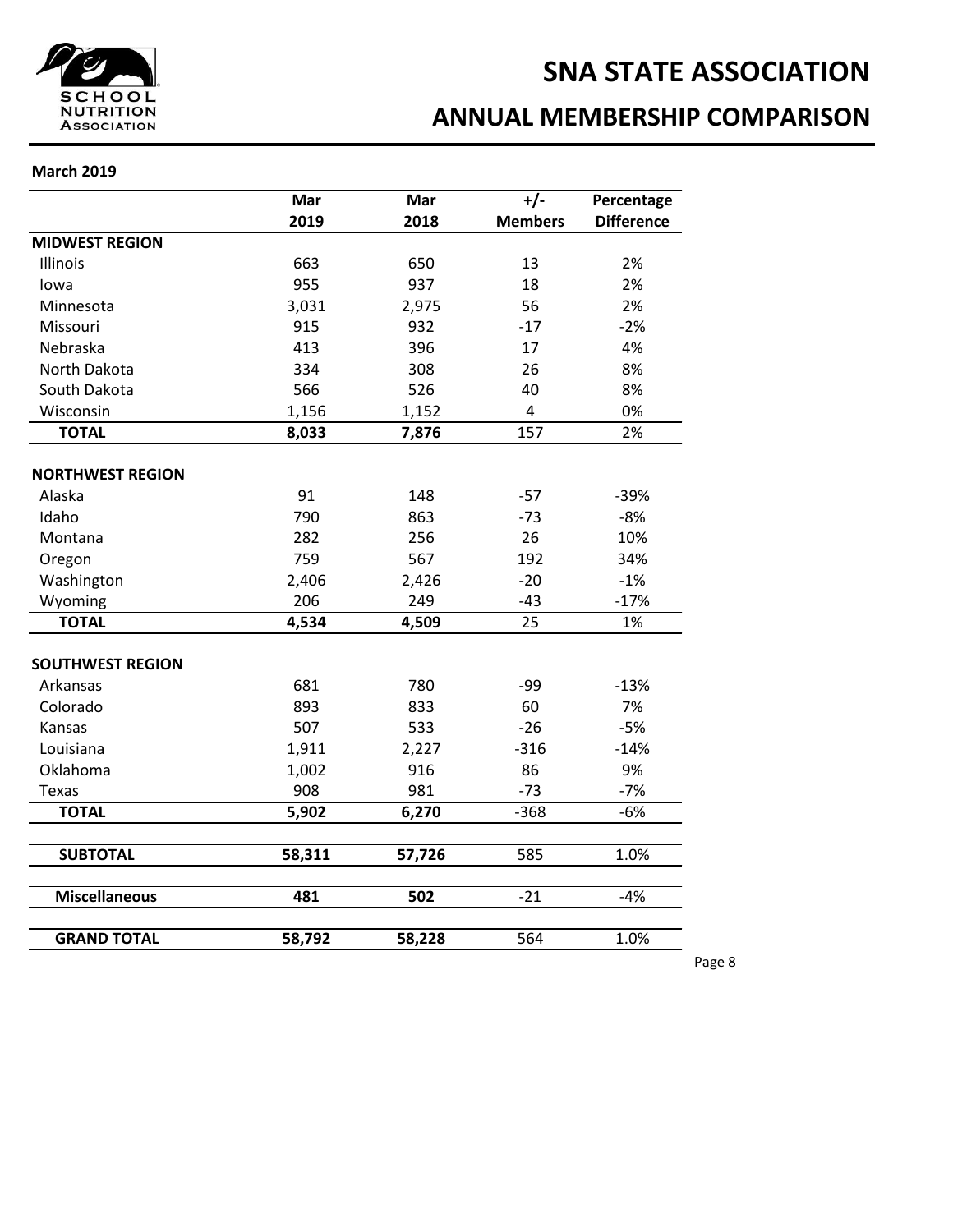# SNA STATE ASSOCIATION

## ANNUAL MEMBERSHIP COMPARISON

**March 2019**

| | Mar 2019 | Mar 2018 | +/- Members | Percentage Difference |
|---|---|---|---|---|
| **MIDWEST REGION** | | | | |
| Illinois | 663 | 650 | 13 | 2% |
| Iowa | 955 | 937 | 18 | 2% |
| Minnesota | 3,031 | 2,975 | 56 | 2% |
| Missouri | 915 | 932 | -17 | -2% |
| Nebraska | 413 | 396 | 17 | 4% |
| North Dakota | 334 | 308 | 26 | 8% |
| South Dakota | 566 | 526 | 40 | 8% |
| Wisconsin | 1,156 | 1,152 | 4 | 0% |
| **TOTAL** | **8,033** | **7,876** | 157 | 2% |
| **NORTHWEST REGION** | | | | |
| Alaska | 91 | 148 | -57 | -39% |
| Idaho | 790 | 863 | -73 | -8% |
| Montana | 282 | 256 | 26 | 10% |
| Oregon | 759 | 567 | 192 | 34% |
| Washington | 2,406 | 2,426 | -20 | -1% |
| Wyoming | 206 | 249 | -43 | -17% |
| **TOTAL** | **4,534** | **4,509** | 25 | 1% |
| **SOUTHWEST REGION** | | | | |
| Arkansas | 681 | 780 | -99 | -13% |
| Colorado | 893 | 833 | 60 | 7% |
| Kansas | 507 | 533 | -26 | -5% |
| Louisiana | 1,911 | 2,227 | -316 | -14% |
| Oklahoma | 1,002 | 916 | 86 | 9% |
| Texas | 908 | 981 | -73 | -7% |
| **TOTAL** | **5,902** | **6,270** | -368 | -6% |
| **SUBTOTAL** | **58,311** | **57,726** | 585 | 1.0% |
| **Miscellaneous** | **481** | **502** | -21 | -4% |
| **GRAND TOTAL** | **58,792** | **58,228** | 564 | 1.0% |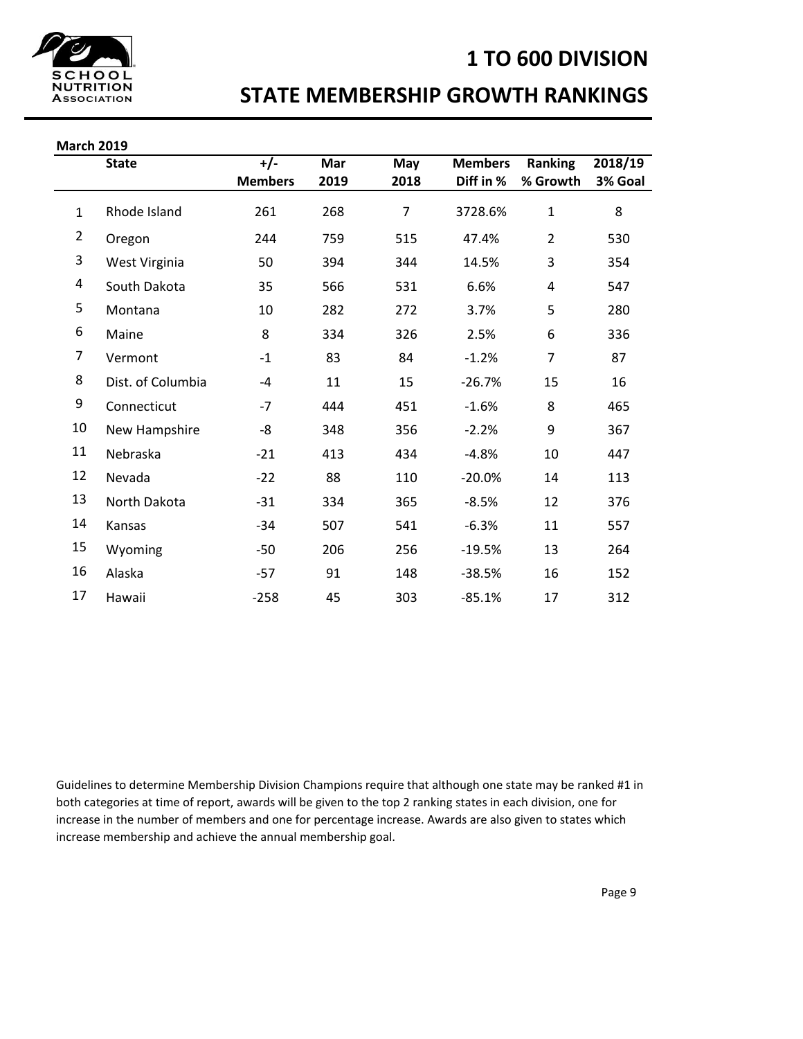# 1 TO 600 DIVISION

## STATE MEMBERSHIP GROWTH RANKINGS

**March 2019**

| | State | +/- Members | Mar 2019 | May 2018 | Members Diff in % | Ranking % Growth | 2018/19 3% Goal |
|---|---|---|---|---|---|---|---|
| 1 | Rhode Island | 261 | 268 | 7 | 3728.6% | 1 | 8 |
| 2 | Oregon | 244 | 759 | 515 | 47.4% | 2 | 530 |
| 3 | West Virginia | 50 | 394 | 344 | 14.5% | 3 | 354 |
| 4 | South Dakota | 35 | 566 | 531 | 6.6% | 4 | 547 |
| 5 | Montana | 10 | 282 | 272 | 3.7% | 5 | 280 |
| 6 | Maine | 8 | 334 | 326 | 2.5% | 6 | 336 |
| 7 | Vermont | -1 | 83 | 84 | -1.2% | 7 | 87 |
| 8 | Dist. of Columbia | -4 | 11 | 15 | -26.7% | 15 | 16 |
| 9 | Connecticut | -7 | 444 | 451 | -1.6% | 8 | 465 |
| 10 | New Hampshire | -8 | 348 | 356 | -2.2% | 9 | 367 |
| 11 | Nebraska | -21 | 413 | 434 | -4.8% | 10 | 447 |
| 12 | Nevada | -22 | 88 | 110 | -20.0% | 14 | 113 |
| 13 | North Dakota | -31 | 334 | 365 | -8.5% | 12 | 376 |
| 14 | Kansas | -34 | 507 | 541 | -6.3% | 11 | 557 |
| 15 | Wyoming | -50 | 206 | 256 | -19.5% | 13 | 264 |
| 16 | Alaska | -57 | 91 | 148 | -38.5% | 16 | 152 |
| 17 | Hawaii | -258 | 45 | 303 | -85.1% | 17 | 312 |

Guidelines to determine Membership Division Champions require that although one state may be ranked #1 in both categories at time of report, awards will be given to the top 2 ranking states in each division, one for increase in the number of members and one for percentage increase. Awards are also given to states which increase membership and achieve the annual membership goal.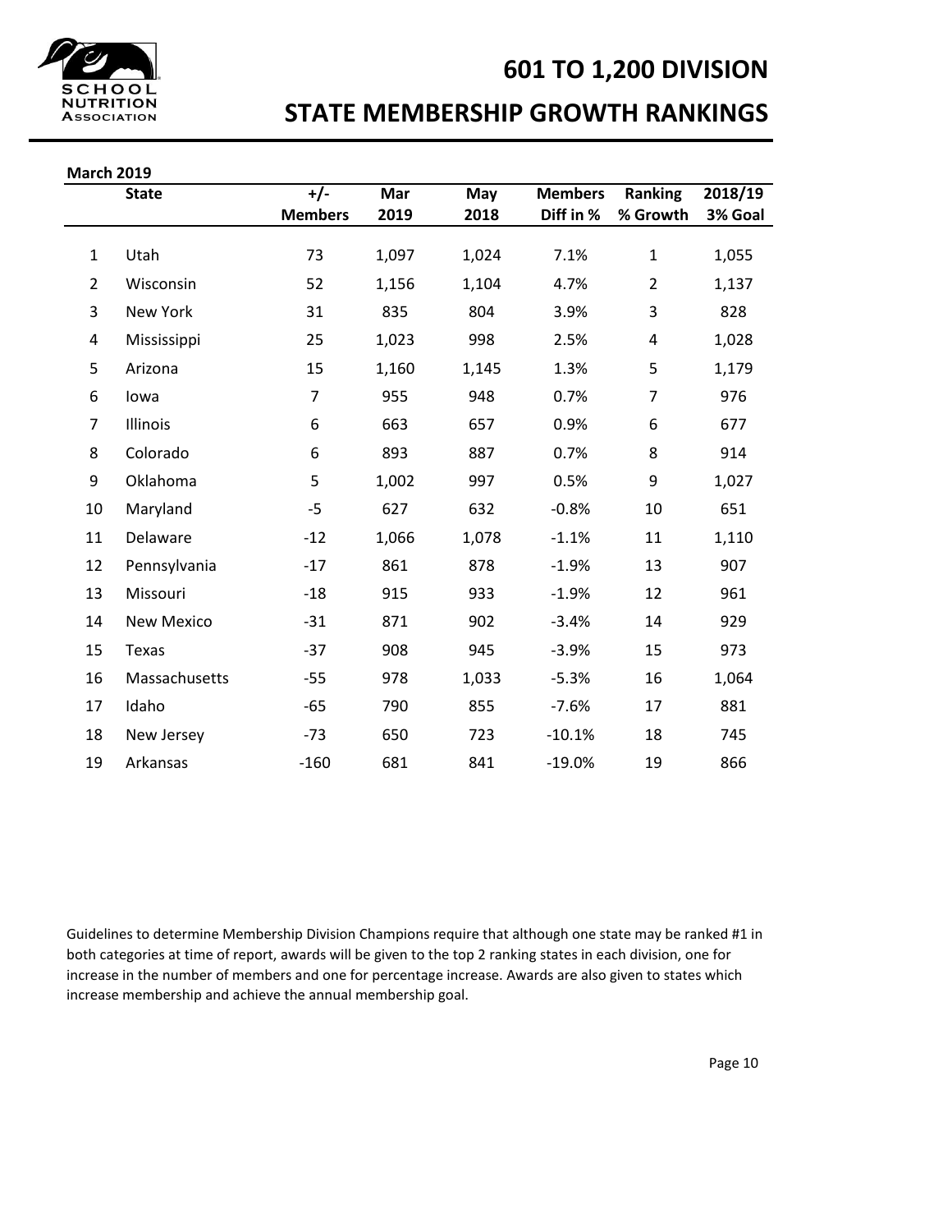# 601 TO 1,200 DIVISION

## STATE MEMBERSHIP GROWTH RANKINGS

**March 2019**

| | State | +/- Members | Mar 2019 | May 2018 | Members Diff in % | Ranking % Growth | 2018/19 3% Goal |
|---|---|---|---|---|---|---|---|
| 1 | Utah | 73 | 1,097 | 1,024 | 7.1% | 1 | 1,055 |
| 2 | Wisconsin | 52 | 1,156 | 1,104 | 4.7% | 2 | 1,137 |
| 3 | New York | 31 | 835 | 804 | 3.9% | 3 | 828 |
| 4 | Mississippi | 25 | 1,023 | 998 | 2.5% | 4 | 1,028 |
| 5 | Arizona | 15 | 1,160 | 1,145 | 1.3% | 5 | 1,179 |
| 6 | Iowa | 7 | 955 | 948 | 0.7% | 7 | 976 |
| 7 | Illinois | 6 | 663 | 657 | 0.9% | 6 | 677 |
| 8 | Colorado | 6 | 893 | 887 | 0.7% | 8 | 914 |
| 9 | Oklahoma | 5 | 1,002 | 997 | 0.5% | 9 | 1,027 |
| 10 | Maryland | -5 | 627 | 632 | -0.8% | 10 | 651 |
| 11 | Delaware | -12 | 1,066 | 1,078 | -1.1% | 11 | 1,110 |
| 12 | Pennsylvania | -17 | 861 | 878 | -1.9% | 13 | 907 |
| 13 | Missouri | -18 | 915 | 933 | -1.9% | 12 | 961 |
| 14 | New Mexico | -31 | 871 | 902 | -3.4% | 14 | 929 |
| 15 | Texas | -37 | 908 | 945 | -3.9% | 15 | 973 |
| 16 | Massachusetts | -55 | 978 | 1,033 | -5.3% | 16 | 1,064 |
| 17 | Idaho | -65 | 790 | 855 | -7.6% | 17 | 881 |
| 18 | New Jersey | -73 | 650 | 723 | -10.1% | 18 | 745 |
| 19 | Arkansas | -160 | 681 | 841 | -19.0% | 19 | 866 |

Guidelines to determine Membership Division Champions require that although one state may be ranked #1 in both categories at time of report, awards will be given to the top 2 ranking states in each division, one for increase in the number of members and one for percentage increase. Awards are also given to states which increase membership and achieve the annual membership goal.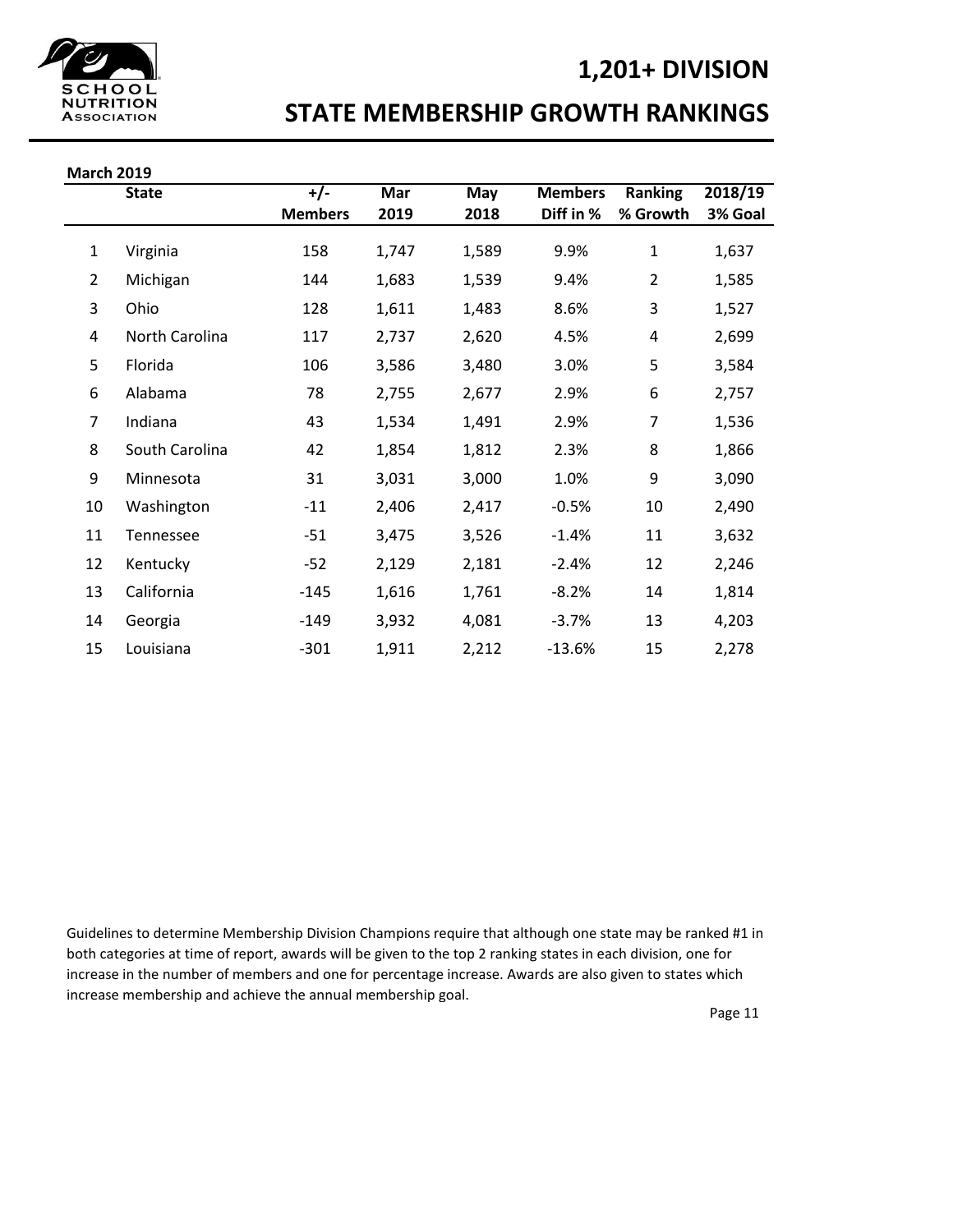# 1,201+ DIVISION

## STATE MEMBERSHIP GROWTH RANKINGS

**March 2019**

| | State | +/- Members | Mar 2019 | May 2018 | Members Diff in % | Ranking % Growth | 2018/19 3% Goal |
|---|---|---|---|---|---|---|---|
| 1 | Virginia | 158 | 1,747 | 1,589 | 9.9% | 1 | 1,637 |
| 2 | Michigan | 144 | 1,683 | 1,539 | 9.4% | 2 | 1,585 |
| 3 | Ohio | 128 | 1,611 | 1,483 | 8.6% | 3 | 1,527 |
| 4 | North Carolina | 117 | 2,737 | 2,620 | 4.5% | 4 | 2,699 |
| 5 | Florida | 106 | 3,586 | 3,480 | 3.0% | 5 | 3,584 |
| 6 | Alabama | 78 | 2,755 | 2,677 | 2.9% | 6 | 2,757 |
| 7 | Indiana | 43 | 1,534 | 1,491 | 2.9% | 7 | 1,536 |
| 8 | South Carolina | 42 | 1,854 | 1,812 | 2.3% | 8 | 1,866 |
| 9 | Minnesota | 31 | 3,031 | 3,000 | 1.0% | 9 | 3,090 |
| 10 | Washington | -11 | 2,406 | 2,417 | -0.5% | 10 | 2,490 |
| 11 | Tennessee | -51 | 3,475 | 3,526 | -1.4% | 11 | 3,632 |
| 12 | Kentucky | -52 | 2,129 | 2,181 | -2.4% | 12 | 2,246 |
| 13 | California | -145 | 1,616 | 1,761 | -8.2% | 14 | 1,814 |
| 14 | Georgia | -149 | 3,932 | 4,081 | -3.7% | 13 | 4,203 |
| 15 | Louisiana | -301 | 1,911 | 2,212 | -13.6% | 15 | 2,278 |

Guidelines to determine Membership Division Champions require that although one state may be ranked #1 in both categories at time of report, awards will be given to the top 2 ranking states in each division, one for increase in the number of members and one for percentage increase. Awards are also given to states which increase membership and achieve the annual membership goal.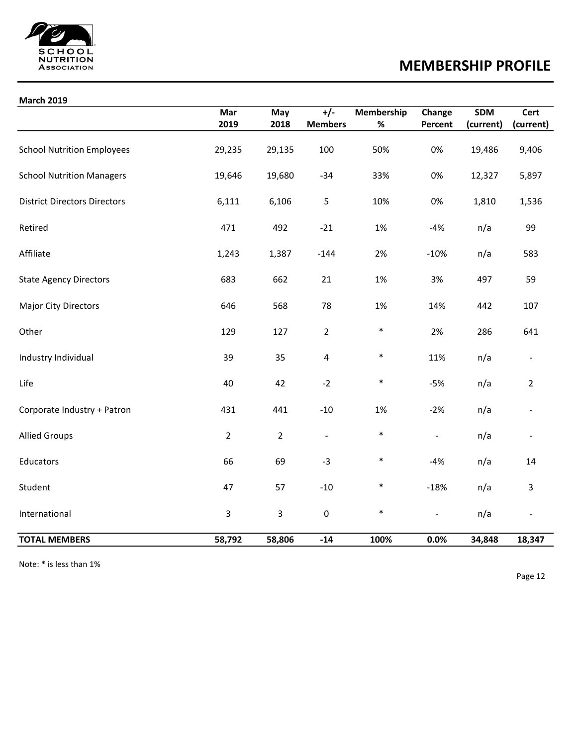SCHOOL NUTRITION ASSOCIATION

# MEMBERSHIP PROFILE

**March 2019**

| | Mar 2019 | May 2018 | +/- Members | Membership % | Change Percent | SDM (current) | Cert (current) |
|---|---|---|---|---|---|---|---|
| School Nutrition Employees | 29,235 | 29,135 | 100 | 50% | 0% | 19,486 | 9,406 |
| School Nutrition Managers | 19,646 | 19,680 | -34 | 33% | 0% | 12,327 | 5,897 |
| District Directors Directors | 6,111 | 6,106 | 5 | 10% | 0% | 1,810 | 1,536 |
| Retired | 471 | 492 | -21 | 1% | -4% | n/a | 99 |
| Affiliate | 1,243 | 1,387 | -144 | 2% | -10% | n/a | 583 |
| State Agency Directors | 683 | 662 | 21 | 1% | 3% | 497 | 59 |
| Major City Directors | 646 | 568 | 78 | 1% | 14% | 442 | 107 |
| Other | 129 | 127 | 2 | * | 2% | 286 | 641 |
| Industry Individual | 39 | 35 | 4 | * | 11% | n/a | - |
| Life | 40 | 42 | -2 | * | -5% | n/a | 2 |
| Corporate Industry + Patron | 431 | 441 | -10 | 1% | -2% | n/a | - |
| Allied Groups | 2 | 2 | - | * | - | n/a | - |
| Educators | 66 | 69 | -3 | * | -4% | n/a | 14 |
| Student | 47 | 57 | -10 | * | -18% | n/a | 3 |
| International | 3 | 3 | 0 | * | - | n/a | - |
| **TOTAL MEMBERS** | **58,792** | **58,806** | **-14** | **100%** | **0.0%** | **34,848** | **18,347** |

Note: * is less than 1%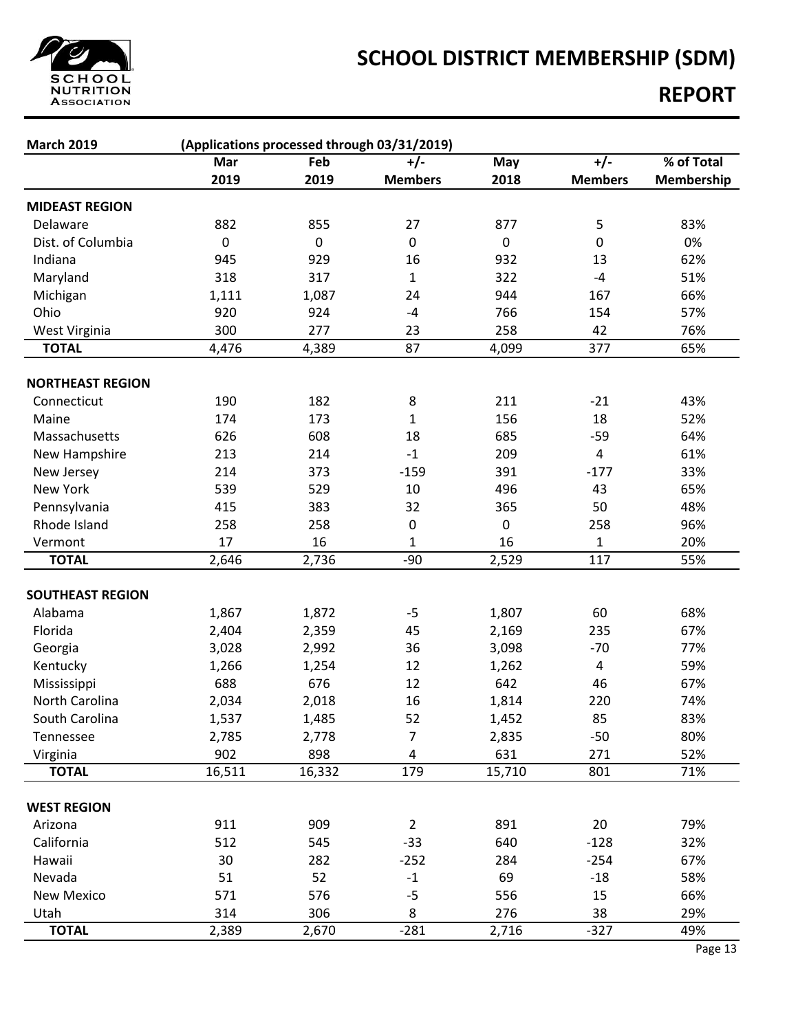# SCHOOL DISTRICT MEMBERSHIP (SDM)

## REPORT

**March 2019** (Applications processed through 03/31/2019)

| | Mar 2019 | Feb 2019 | +/- Members | May 2018 | +/- Members | % of Total Membership |
|---|---|---|---|---|---|---|
| **MIDEAST REGION** | | | | | | |
| Delaware | 882 | 855 | 27 | 877 | 5 | 83% |
| Dist. of Columbia | 0 | 0 | 0 | 0 | 0 | 0% |
| Indiana | 945 | 929 | 16 | 932 | 13 | 62% |
| Maryland | 318 | 317 | 1 | 322 | -4 | 51% |
| Michigan | 1,111 | 1,087 | 24 | 944 | 167 | 66% |
| Ohio | 920 | 924 | -4 | 766 | 154 | 57% |
| West Virginia | 300 | 277 | 23 | 258 | 42 | 76% |
| **TOTAL** | 4,476 | 4,389 | 87 | 4,099 | 377 | 65% |
| **NORTHEAST REGION** | | | | | | |
| Connecticut | 190 | 182 | 8 | 211 | -21 | 43% |
| Maine | 174 | 173 | 1 | 156 | 18 | 52% |
| Massachusetts | 626 | 608 | 18 | 685 | -59 | 64% |
| New Hampshire | 213 | 214 | -1 | 209 | 4 | 61% |
| New Jersey | 214 | 373 | -159 | 391 | -177 | 33% |
| New York | 539 | 529 | 10 | 496 | 43 | 65% |
| Pennsylvania | 415 | 383 | 32 | 365 | 50 | 48% |
| Rhode Island | 258 | 258 | 0 | 0 | 258 | 96% |
| Vermont | 17 | 16 | 1 | 16 | 1 | 20% |
| **TOTAL** | 2,646 | 2,736 | -90 | 2,529 | 117 | 55% |
| **SOUTHEAST REGION** | | | | | | |
| Alabama | 1,867 | 1,872 | -5 | 1,807 | 60 | 68% |
| Florida | 2,404 | 2,359 | 45 | 2,169 | 235 | 67% |
| Georgia | 3,028 | 2,992 | 36 | 3,098 | -70 | 77% |
| Kentucky | 1,266 | 1,254 | 12 | 1,262 | 4 | 59% |
| Mississippi | 688 | 676 | 12 | 642 | 46 | 67% |
| North Carolina | 2,034 | 2,018 | 16 | 1,814 | 220 | 74% |
| South Carolina | 1,537 | 1,485 | 52 | 1,452 | 85 | 83% |
| Tennessee | 2,785 | 2,778 | 7 | 2,835 | -50 | 80% |
| Virginia | 902 | 898 | 4 | 631 | 271 | 52% |
| **TOTAL** | 16,511 | 16,332 | 179 | 15,710 | 801 | 71% |
| **WEST REGION** | | | | | | |
| Arizona | 911 | 909 | 2 | 891 | 20 | 79% |
| California | 512 | 545 | -33 | 640 | -128 | 32% |
| Hawaii | 30 | 282 | -252 | 284 | -254 | 67% |
| Nevada | 51 | 52 | -1 | 69 | -18 | 58% |
| New Mexico | 571 | 576 | -5 | 556 | 15 | 66% |
| Utah | 314 | 306 | 8 | 276 | 38 | 29% |
| **TOTAL** | 2,389 | 2,670 | -281 | 2,716 | -327 | 49% |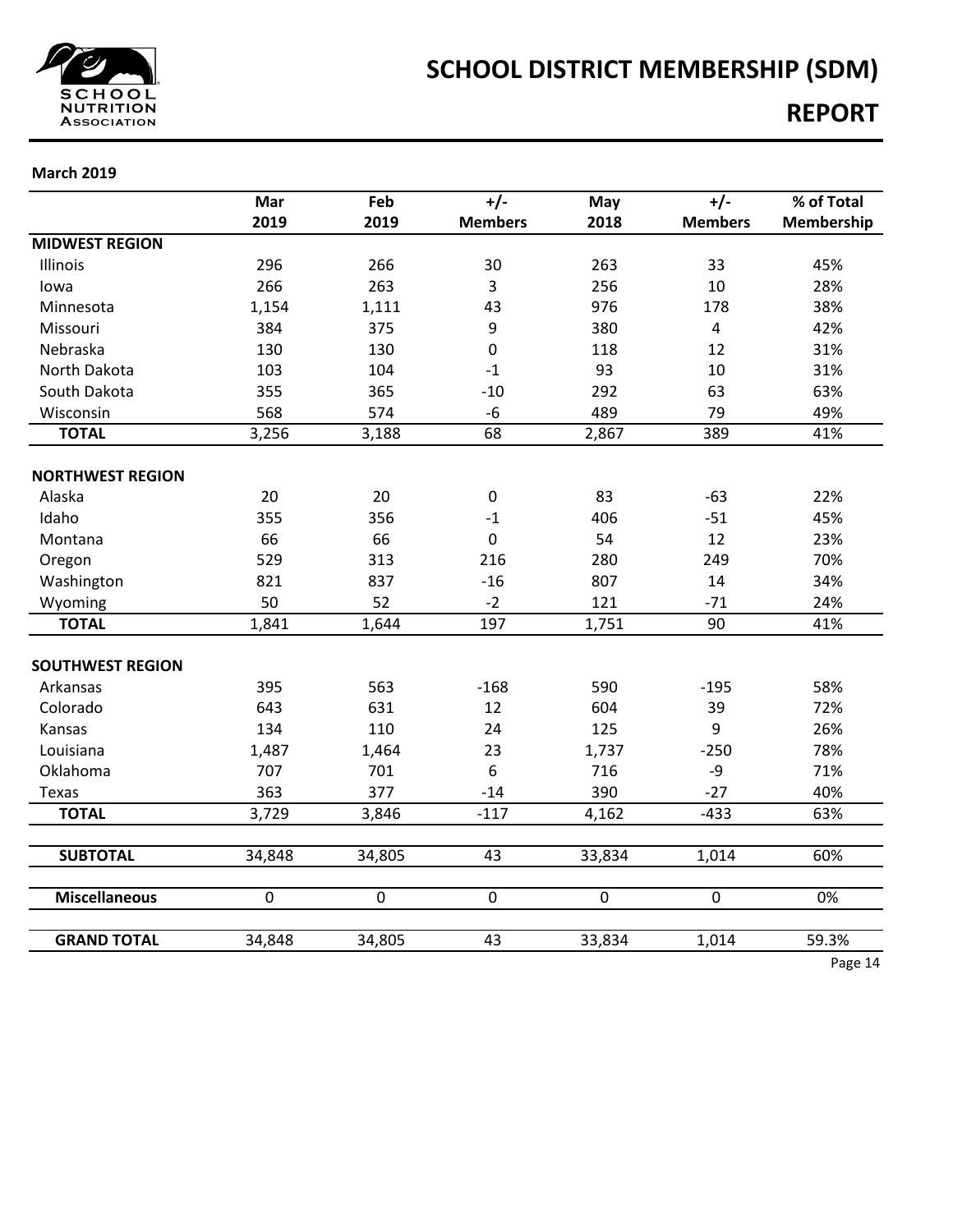# SCHOOL DISTRICT MEMBERSHIP (SDM)

## REPORT

**March 2019**

| | Mar 2019 | Feb 2019 | +/- Members | May 2018 | +/- Members | % of Total Membership |
|---|---|---|---|---|---|---|
| **MIDWEST REGION** | | | | | | |
| Illinois | 296 | 266 | 30 | 263 | 33 | 45% |
| Iowa | 266 | 263 | 3 | 256 | 10 | 28% |
| Minnesota | 1,154 | 1,111 | 43 | 976 | 178 | 38% |
| Missouri | 384 | 375 | 9 | 380 | 4 | 42% |
| Nebraska | 130 | 130 | 0 | 118 | 12 | 31% |
| North Dakota | 103 | 104 | -1 | 93 | 10 | 31% |
| South Dakota | 355 | 365 | -10 | 292 | 63 | 63% |
| Wisconsin | 568 | 574 | -6 | 489 | 79 | 49% |
| **TOTAL** | 3,256 | 3,188 | 68 | 2,867 | 389 | 41% |
| **NORTHWEST REGION** | | | | | | |
| Alaska | 20 | 20 | 0 | 83 | -63 | 22% |
| Idaho | 355 | 356 | -1 | 406 | -51 | 45% |
| Montana | 66 | 66 | 0 | 54 | 12 | 23% |
| Oregon | 529 | 313 | 216 | 280 | 249 | 70% |
| Washington | 821 | 837 | -16 | 807 | 14 | 34% |
| Wyoming | 50 | 52 | -2 | 121 | -71 | 24% |
| **TOTAL** | 1,841 | 1,644 | 197 | 1,751 | 90 | 41% |
| **SOUTHWEST REGION** | | | | | | |
| Arkansas | 395 | 563 | -168 | 590 | -195 | 58% |
| Colorado | 643 | 631 | 12 | 604 | 39 | 72% |
| Kansas | 134 | 110 | 24 | 125 | 9 | 26% |
| Louisiana | 1,487 | 1,464 | 23 | 1,737 | -250 | 78% |
| Oklahoma | 707 | 701 | 6 | 716 | -9 | 71% |
| Texas | 363 | 377 | -14 | 390 | -27 | 40% |
| **TOTAL** | 3,729 | 3,846 | -117 | 4,162 | -433 | 63% |
| **SUBTOTAL** | 34,848 | 34,805 | 43 | 33,834 | 1,014 | 60% |
| **Miscellaneous** | 0 | 0 | 0 | 0 | 0 | 0% |
| **GRAND TOTAL** | 34,848 | 34,805 | 43 | 33,834 | 1,014 | 59.3% |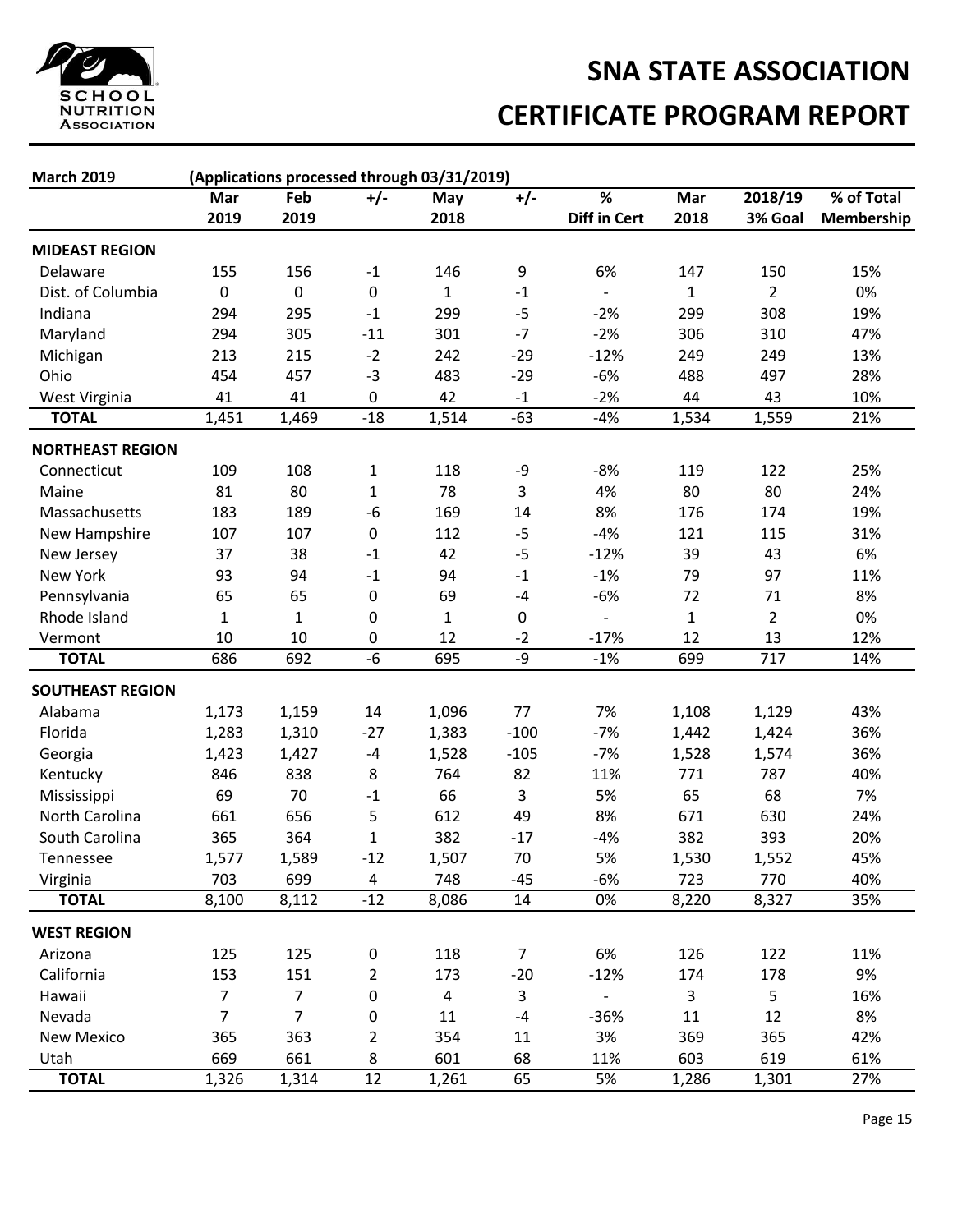# SNA STATE ASSOCIATION

# CERTIFICATE PROGRAM REPORT

**March 2019** (Applications processed through 03/31/2019)

| | Mar 2019 | Feb 2019 | +/- | May 2018 | +/- | % Diff in Cert | Mar 2018 | 2018/19 3% Goal | % of Total Membership |
|---|---|---|---|---|---|---|---|---|---|
| **MIDEAST REGION** | | | | | | | | | |
| Delaware | 155 | 156 | -1 | 146 | 9 | 6% | 147 | 150 | 15% |
| Dist. of Columbia | 0 | 0 | 0 | 1 | -1 | - | 1 | 2 | 0% |
| Indiana | 294 | 295 | -1 | 299 | -5 | -2% | 299 | 308 | 19% |
| Maryland | 294 | 305 | -11 | 301 | -7 | -2% | 306 | 310 | 47% |
| Michigan | 213 | 215 | -2 | 242 | -29 | -12% | 249 | 249 | 13% |
| Ohio | 454 | 457 | -3 | 483 | -29 | -6% | 488 | 497 | 28% |
| West Virginia | 41 | 41 | 0 | 42 | -1 | -2% | 44 | 43 | 10% |
| **TOTAL** | 1,451 | 1,469 | -18 | 1,514 | -63 | -4% | 1,534 | 1,559 | 21% |
| **NORTHEAST REGION** | | | | | | | | | |
| Connecticut | 109 | 108 | 1 | 118 | -9 | -8% | 119 | 122 | 25% |
| Maine | 81 | 80 | 1 | 78 | 3 | 4% | 80 | 80 | 24% |
| Massachusetts | 183 | 189 | -6 | 169 | 14 | 8% | 176 | 174 | 19% |
| New Hampshire | 107 | 107 | 0 | 112 | -5 | -4% | 121 | 115 | 31% |
| New Jersey | 37 | 38 | -1 | 42 | -5 | -12% | 39 | 43 | 6% |
| New York | 93 | 94 | -1 | 94 | -1 | -1% | 79 | 97 | 11% |
| Pennsylvania | 65 | 65 | 0 | 69 | -4 | -6% | 72 | 71 | 8% |
| Rhode Island | 1 | 1 | 0 | 1 | 0 | - | 1 | 2 | 0% |
| Vermont | 10 | 10 | 0 | 12 | -2 | -17% | 12 | 13 | 12% |
| **TOTAL** | 686 | 692 | -6 | 695 | -9 | -1% | 699 | 717 | 14% |
| **SOUTHEAST REGION** | | | | | | | | | |
| Alabama | 1,173 | 1,159 | 14 | 1,096 | 77 | 7% | 1,108 | 1,129 | 43% |
| Florida | 1,283 | 1,310 | -27 | 1,383 | -100 | -7% | 1,442 | 1,424 | 36% |
| Georgia | 1,423 | 1,427 | -4 | 1,528 | -105 | -7% | 1,528 | 1,574 | 36% |
| Kentucky | 846 | 838 | 8 | 764 | 82 | 11% | 771 | 787 | 40% |
| Mississippi | 69 | 70 | -1 | 66 | 3 | 5% | 65 | 68 | 7% |
| North Carolina | 661 | 656 | 5 | 612 | 49 | 8% | 671 | 630 | 24% |
| South Carolina | 365 | 364 | 1 | 382 | -17 | -4% | 382 | 393 | 20% |
| Tennessee | 1,577 | 1,589 | -12 | 1,507 | 70 | 5% | 1,530 | 1,552 | 45% |
| Virginia | 703 | 699 | 4 | 748 | -45 | -6% | 723 | 770 | 40% |
| **TOTAL** | 8,100 | 8,112 | -12 | 8,086 | 14 | 0% | 8,220 | 8,327 | 35% |
| **WEST REGION** | | | | | | | | | |
| Arizona | 125 | 125 | 0 | 118 | 7 | 6% | 126 | 122 | 11% |
| California | 153 | 151 | 2 | 173 | -20 | -12% | 174 | 178 | 9% |
| Hawaii | 7 | 7 | 0 | 4 | 3 | - | 3 | 5 | 16% |
| Nevada | 7 | 7 | 0 | 11 | -4 | -36% | 11 | 12 | 8% |
| New Mexico | 365 | 363 | 2 | 354 | 11 | 3% | 369 | 365 | 42% |
| Utah | 669 | 661 | 8 | 601 | 68 | 11% | 603 | 619 | 61% |
| **TOTAL** | 1,326 | 1,314 | 12 | 1,261 | 65 | 5% | 1,286 | 1,301 | 27% |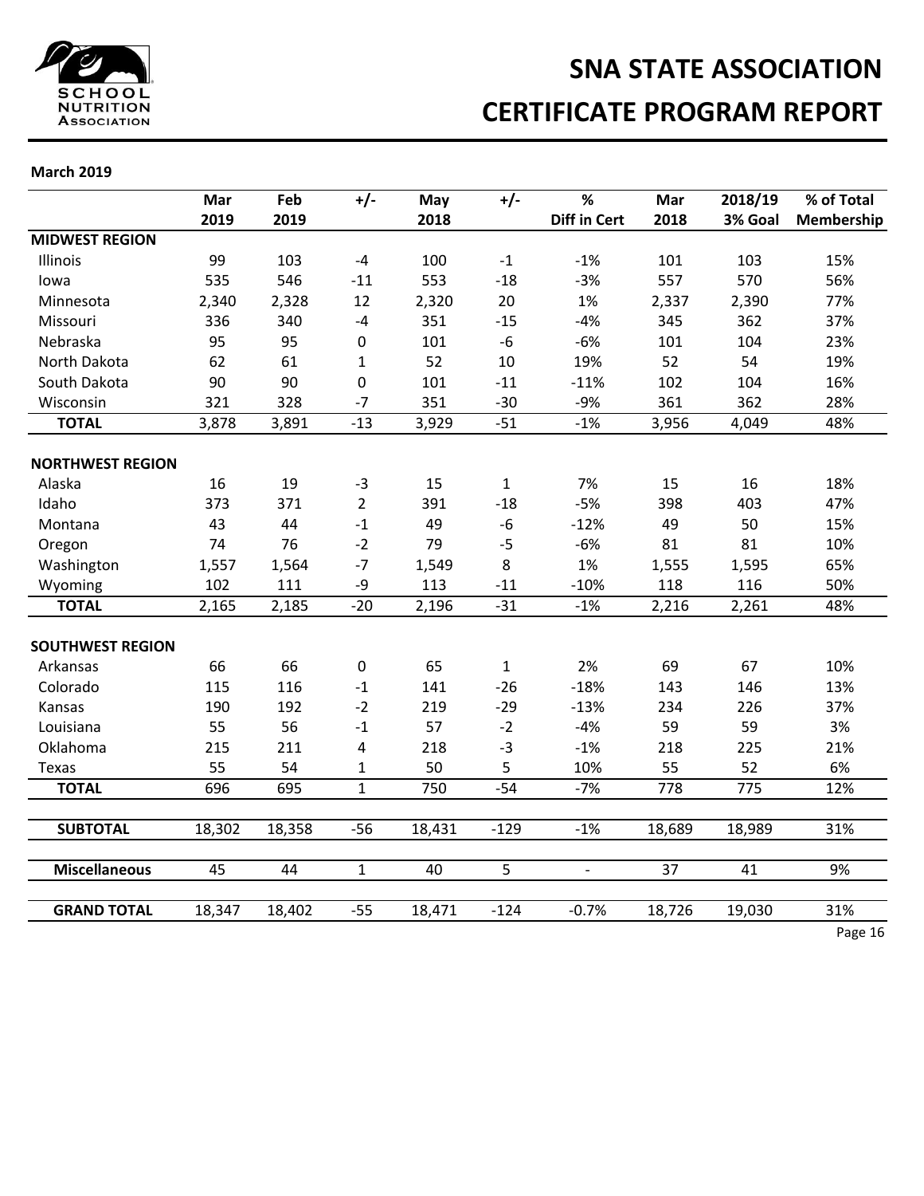# SNA STATE ASSOCIATION
# CERTIFICATE PROGRAM REPORT

**March 2019**

| | Mar 2019 | Feb 2019 | +/- | May 2018 | +/- | % Diff in Cert | Mar 2018 | 2018/19 3% Goal | % of Total Membership |
|---|---|---|---|---|---|---|---|---|---|
| **MIDWEST REGION** | | | | | | | | | |
| Illinois | 99 | 103 | -4 | 100 | -1 | -1% | 101 | 103 | 15% |
| Iowa | 535 | 546 | -11 | 553 | -18 | -3% | 557 | 570 | 56% |
| Minnesota | 2,340 | 2,328 | 12 | 2,320 | 20 | 1% | 2,337 | 2,390 | 77% |
| Missouri | 336 | 340 | -4 | 351 | -15 | -4% | 345 | 362 | 37% |
| Nebraska | 95 | 95 | 0 | 101 | -6 | -6% | 101 | 104 | 23% |
| North Dakota | 62 | 61 | 1 | 52 | 10 | 19% | 52 | 54 | 19% |
| South Dakota | 90 | 90 | 0 | 101 | -11 | -11% | 102 | 104 | 16% |
| Wisconsin | 321 | 328 | -7 | 351 | -30 | -9% | 361 | 362 | 28% |
| **TOTAL** | 3,878 | 3,891 | -13 | 3,929 | -51 | -1% | 3,956 | 4,049 | 48% |
| **NORTHWEST REGION** | | | | | | | | | |
| Alaska | 16 | 19 | -3 | 15 | 1 | 7% | 15 | 16 | 18% |
| Idaho | 373 | 371 | 2 | 391 | -18 | -5% | 398 | 403 | 47% |
| Montana | 43 | 44 | -1 | 49 | -6 | -12% | 49 | 50 | 15% |
| Oregon | 74 | 76 | -2 | 79 | -5 | -6% | 81 | 81 | 10% |
| Washington | 1,557 | 1,564 | -7 | 1,549 | 8 | 1% | 1,555 | 1,595 | 65% |
| Wyoming | 102 | 111 | -9 | 113 | -11 | -10% | 118 | 116 | 50% |
| **TOTAL** | 2,165 | 2,185 | -20 | 2,196 | -31 | -1% | 2,216 | 2,261 | 48% |
| **SOUTHWEST REGION** | | | | | | | | | |
| Arkansas | 66 | 66 | 0 | 65 | 1 | 2% | 69 | 67 | 10% |
| Colorado | 115 | 116 | -1 | 141 | -26 | -18% | 143 | 146 | 13% |
| Kansas | 190 | 192 | -2 | 219 | -29 | -13% | 234 | 226 | 37% |
| Louisiana | 55 | 56 | -1 | 57 | -2 | -4% | 59 | 59 | 3% |
| Oklahoma | 215 | 211 | 4 | 218 | -3 | -1% | 218 | 225 | 21% |
| Texas | 55 | 54 | 1 | 50 | 5 | 10% | 55 | 52 | 6% |
| **TOTAL** | 696 | 695 | 1 | 750 | -54 | -7% | 778 | 775 | 12% |
| **SUBTOTAL** | 18,302 | 18,358 | -56 | 18,431 | -129 | -1% | 18,689 | 18,989 | 31% |
| **Miscellaneous** | 45 | 44 | 1 | 40 | 5 | - | 37 | 41 | 9% |
| **GRAND TOTAL** | 18,347 | 18,402 | -55 | 18,471 | -124 | -0.7% | 18,726 | 19,030 | 31% |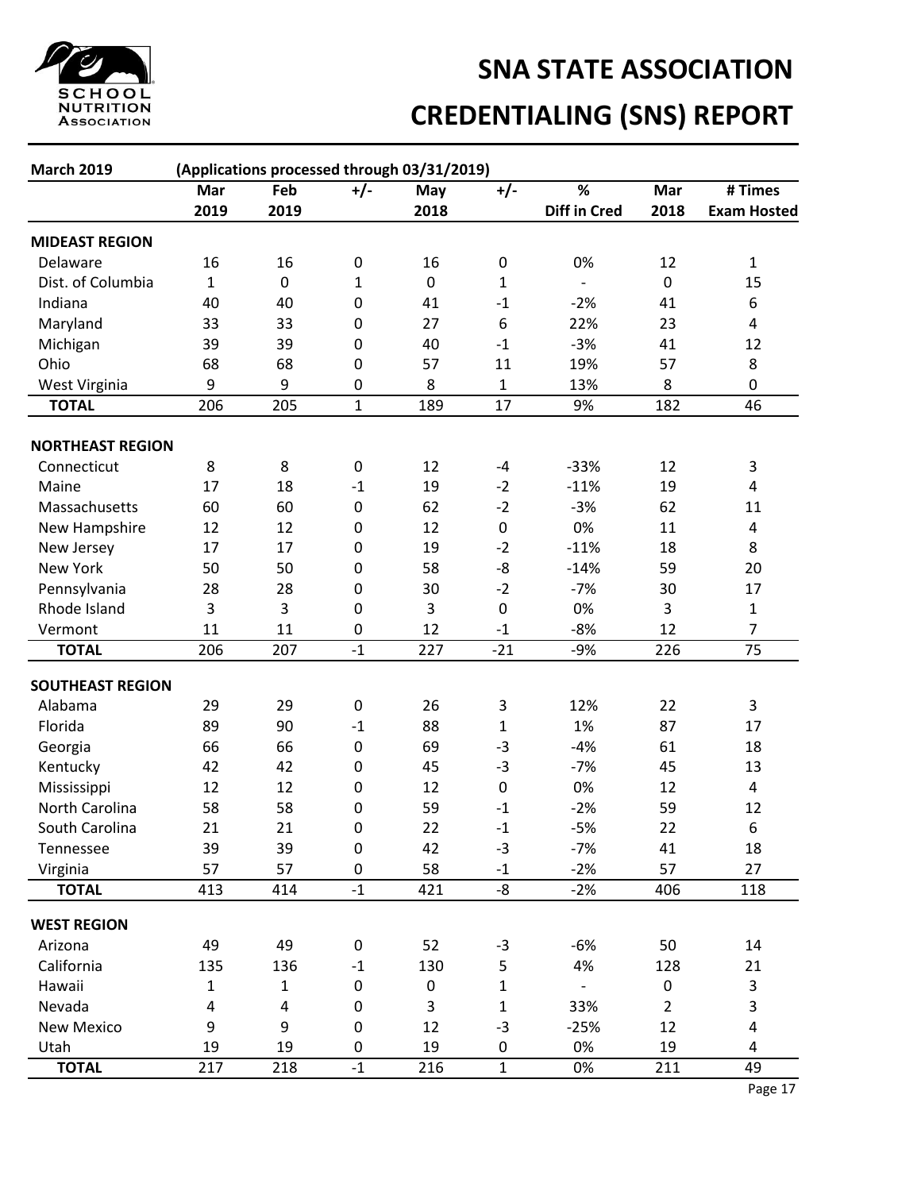# SNA STATE ASSOCIATION

# CREDENTIALING (SNS) REPORT

| March 2019 | (Applications processed through 03/31/2019) | | | | | | | |
|---|---|---|---|---|---|---|---|---|
| | Mar 2019 | Feb 2019 | +/- | May 2018 | +/- | % Diff in Cred | Mar 2018 | # Times Exam Hosted |
| **MIDEAST REGION** | | | | | | | | |
| Delaware | 16 | 16 | 0 | 16 | 0 | 0% | 12 | 1 |
| Dist. of Columbia | 1 | 0 | 1 | 0 | 1 | - | 0 | 15 |
| Indiana | 40 | 40 | 0 | 41 | -1 | -2% | 41 | 6 |
| Maryland | 33 | 33 | 0 | 27 | 6 | 22% | 23 | 4 |
| Michigan | 39 | 39 | 0 | 40 | -1 | -3% | 41 | 12 |
| Ohio | 68 | 68 | 0 | 57 | 11 | 19% | 57 | 8 |
| West Virginia | 9 | 9 | 0 | 8 | 1 | 13% | 8 | 0 |
| **TOTAL** | 206 | 205 | 1 | 189 | 17 | 9% | 182 | 46 |
| **NORTHEAST REGION** | | | | | | | | |
| Connecticut | 8 | 8 | 0 | 12 | -4 | -33% | 12 | 3 |
| Maine | 17 | 18 | -1 | 19 | -2 | -11% | 19 | 4 |
| Massachusetts | 60 | 60 | 0 | 62 | -2 | -3% | 62 | 11 |
| New Hampshire | 12 | 12 | 0 | 12 | 0 | 0% | 11 | 4 |
| New Jersey | 17 | 17 | 0 | 19 | -2 | -11% | 18 | 8 |
| New York | 50 | 50 | 0 | 58 | -8 | -14% | 59 | 20 |
| Pennsylvania | 28 | 28 | 0 | 30 | -2 | -7% | 30 | 17 |
| Rhode Island | 3 | 3 | 0 | 3 | 0 | 0% | 3 | 1 |
| Vermont | 11 | 11 | 0 | 12 | -1 | -8% | 12 | 7 |
| **TOTAL** | 206 | 207 | -1 | 227 | -21 | -9% | 226 | 75 |
| **SOUTHEAST REGION** | | | | | | | | |
| Alabama | 29 | 29 | 0 | 26 | 3 | 12% | 22 | 3 |
| Florida | 89 | 90 | -1 | 88 | 1 | 1% | 87 | 17 |
| Georgia | 66 | 66 | 0 | 69 | -3 | -4% | 61 | 18 |
| Kentucky | 42 | 42 | 0 | 45 | -3 | -7% | 45 | 13 |
| Mississippi | 12 | 12 | 0 | 12 | 0 | 0% | 12 | 4 |
| North Carolina | 58 | 58 | 0 | 59 | -1 | -2% | 59 | 12 |
| South Carolina | 21 | 21 | 0 | 22 | -1 | -5% | 22 | 6 |
| Tennessee | 39 | 39 | 0 | 42 | -3 | -7% | 41 | 18 |
| Virginia | 57 | 57 | 0 | 58 | -1 | -2% | 57 | 27 |
| **TOTAL** | 413 | 414 | -1 | 421 | -8 | -2% | 406 | 118 |
| **WEST REGION** | | | | | | | | |
| Arizona | 49 | 49 | 0 | 52 | -3 | -6% | 50 | 14 |
| California | 135 | 136 | -1 | 130 | 5 | 4% | 128 | 21 |
| Hawaii | 1 | 1 | 0 | 0 | 1 | - | 0 | 3 |
| Nevada | 4 | 4 | 0 | 3 | 1 | 33% | 2 | 3 |
| New Mexico | 9 | 9 | 0 | 12 | -3 | -25% | 12 | 4 |
| Utah | 19 | 19 | 0 | 19 | 0 | 0% | 19 | 4 |
| **TOTAL** | 217 | 218 | -1 | 216 | 1 | 0% | 211 | 49 |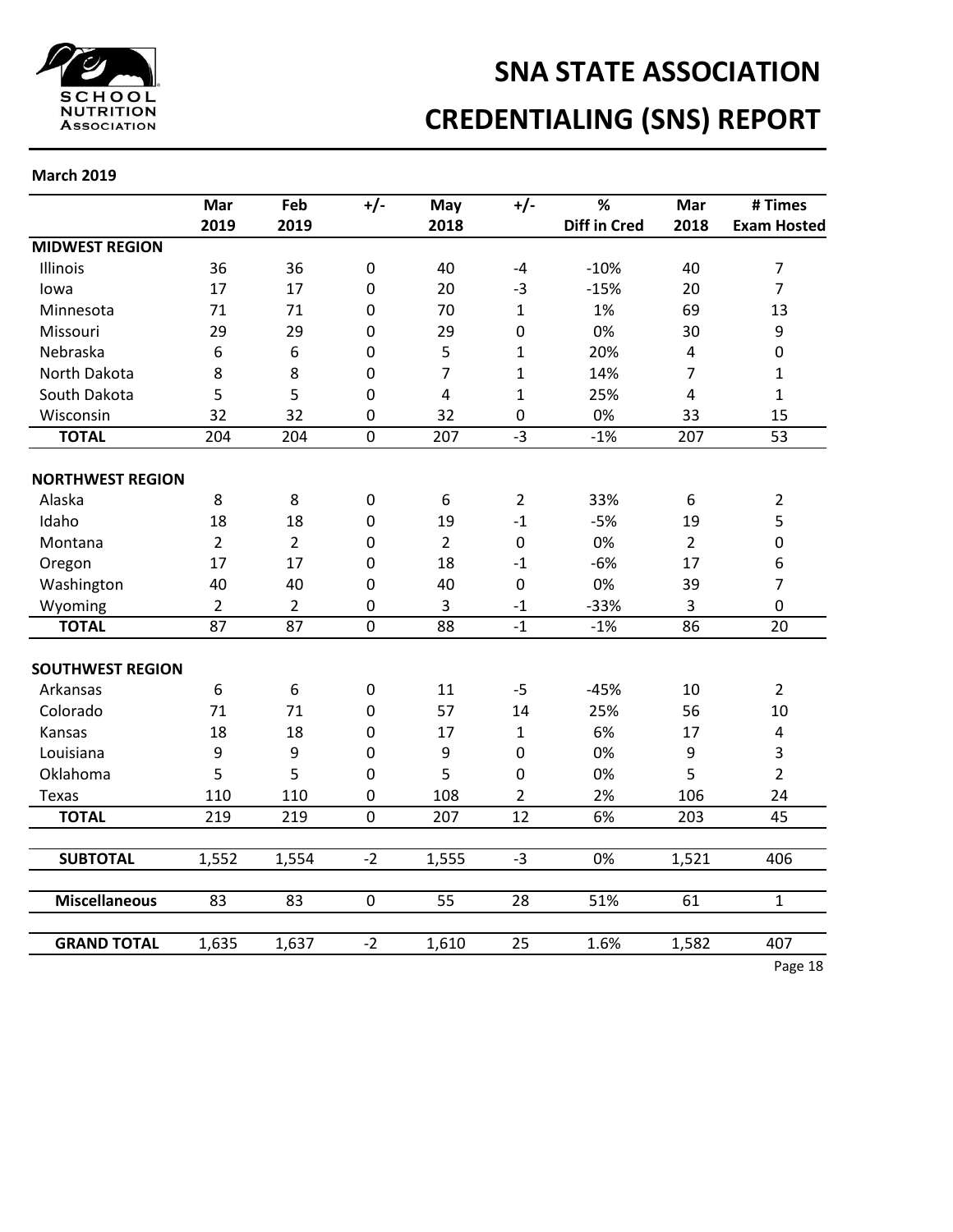# SNA STATE ASSOCIATION

# CREDENTIALING (SNS) REPORT

**March 2019**

| | Mar 2019 | Feb 2019 | +/- | May 2018 | +/- | % Diff in Cred | Mar 2018 | # Times Exam Hosted |
|---|---|---|---|---|---|---|---|---|
| **MIDWEST REGION** | | | | | | | | |
| Illinois | 36 | 36 | 0 | 40 | -4 | -10% | 40 | 7 |
| Iowa | 17 | 17 | 0 | 20 | -3 | -15% | 20 | 7 |
| Minnesota | 71 | 71 | 0 | 70 | 1 | 1% | 69 | 13 |
| Missouri | 29 | 29 | 0 | 29 | 0 | 0% | 30 | 9 |
| Nebraska | 6 | 6 | 0 | 5 | 1 | 20% | 4 | 0 |
| North Dakota | 8 | 8 | 0 | 7 | 1 | 14% | 7 | 1 |
| South Dakota | 5 | 5 | 0 | 4 | 1 | 25% | 4 | 1 |
| Wisconsin | 32 | 32 | 0 | 32 | 0 | 0% | 33 | 15 |
| **TOTAL** | 204 | 204 | 0 | 207 | -3 | -1% | 207 | 53 |
| **NORTHWEST REGION** | | | | | | | | |
| Alaska | 8 | 8 | 0 | 6 | 2 | 33% | 6 | 2 |
| Idaho | 18 | 18 | 0 | 19 | -1 | -5% | 19 | 5 |
| Montana | 2 | 2 | 0 | 2 | 0 | 0% | 2 | 0 |
| Oregon | 17 | 17 | 0 | 18 | -1 | -6% | 17 | 6 |
| Washington | 40 | 40 | 0 | 40 | 0 | 0% | 39 | 7 |
| Wyoming | 2 | 2 | 0 | 3 | -1 | -33% | 3 | 0 |
| **TOTAL** | 87 | 87 | 0 | 88 | -1 | -1% | 86 | 20 |
| **SOUTHWEST REGION** | | | | | | | | |
| Arkansas | 6 | 6 | 0 | 11 | -5 | -45% | 10 | 2 |
| Colorado | 71 | 71 | 0 | 57 | 14 | 25% | 56 | 10 |
| Kansas | 18 | 18 | 0 | 17 | 1 | 6% | 17 | 4 |
| Louisiana | 9 | 9 | 0 | 9 | 0 | 0% | 9 | 3 |
| Oklahoma | 5 | 5 | 0 | 5 | 0 | 0% | 5 | 2 |
| Texas | 110 | 110 | 0 | 108 | 2 | 2% | 106 | 24 |
| **TOTAL** | 219 | 219 | 0 | 207 | 12 | 6% | 203 | 45 |
| **SUBTOTAL** | 1,552 | 1,554 | -2 | 1,555 | -3 | 0% | 1,521 | 406 |
| **Miscellaneous** | 83 | 83 | 0 | 55 | 28 | 51% | 61 | 1 |
| **GRAND TOTAL** | 1,635 | 1,637 | -2 | 1,610 | 25 | 1.6% | 1,582 | 407 |